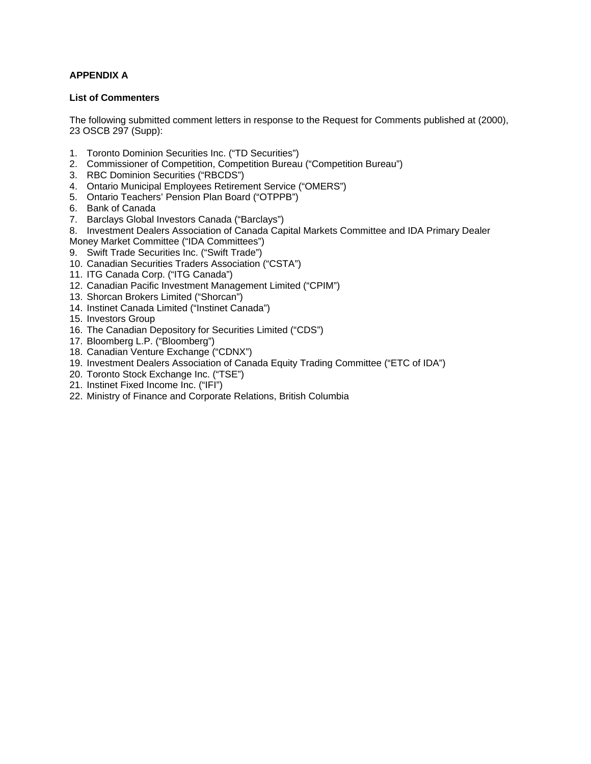**APPENDIX A**

**List of Commenters**

The following submitted comment letters in response to the Request for Comments published at (2000), 23 OSCB 297 (Supp):

1. Toronto Dominion Securities Inc. (“TD Securities”)
2. Commissioner of Competition, Competition Bureau (“Competition Bureau”)
3. RBC Dominion Securities (“RBCDS”)
4. Ontario Municipal Employees Retirement Service (“OMERS”)
5. Ontario Teachers’ Pension Plan Board (“OTPPB”)
6. Bank of Canada
7. Barclays Global Investors Canada (“Barclays”)
8. Investment Dealers Association of Canada Capital Markets Committee and IDA Primary Dealer Money Market Committee (“IDA Committees”)
9. Swift Trade Securities Inc. (“Swift Trade”)
10. Canadian Securities Traders Association (“CSTA”)
11. ITG Canada Corp. (“ITG Canada”)
12. Canadian Pacific Investment Management Limited (“CPIM”)
13. Shorcan Brokers Limited (“Shorcan”)
14. Instinet Canada Limited (“Instinet Canada”)
15. Investors Group
16. The Canadian Depository for Securities Limited (“CDS”)
17. Bloomberg L.P. (“Bloomberg”)
18. Canadian Venture Exchange (“CDNX”)
19. Investment Dealers Association of Canada Equity Trading Committee (“ETC of IDA”)
20. Toronto Stock Exchange Inc. (“TSE”)
21. Instinet Fixed Income Inc. (“IFI”)
22. Ministry of Finance and Corporate Relations, British Columbia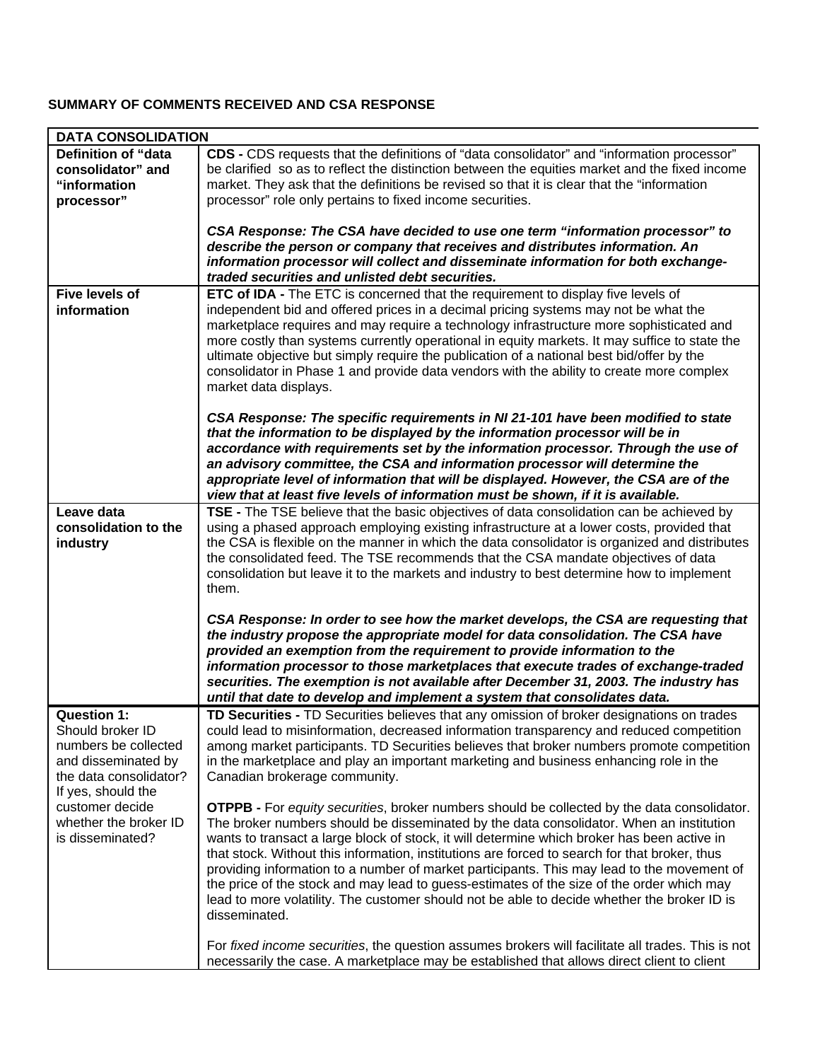**SUMMARY OF COMMENTS RECEIVED AND CSA RESPONSE**

| **DATA CONSOLIDATION** | |
|---|---|
| **Definition of "data consolidator" and "information processor"** | **CDS -** CDS requests that the definitions of "data consolidator" and "information processor" be clarified so as to reflect the distinction between the equities market and the fixed income market. They ask that the definitions be revised so that it is clear that the "information processor" role only pertains to fixed income securities.<br><br>***CSA Response: The CSA have decided to use one term "information processor" to describe the person or company that receives and distributes information. An information processor will collect and disseminate information for both exchange-traded securities and unlisted debt securities.*** |
| **Five levels of information** | **ETC of IDA -** The ETC is concerned that the requirement to display five levels of independent bid and offered prices in a decimal pricing systems may not be what the marketplace requires and may require a technology infrastructure more sophisticated and more costly than systems currently operational in equity markets. It may suffice to state the ultimate objective but simply require the publication of a national best bid/offer by the consolidator in Phase 1 and provide data vendors with the ability to create more complex market data displays.<br><br>***CSA Response: The specific requirements in NI 21-101 have been modified to state that the information to be displayed by the information processor will be in accordance with requirements set by the information processor. Through the use of an advisory committee, the CSA and information processor will determine the appropriate level of information that will be displayed. However, the CSA are of the view that at least five levels of information must be shown, if it is available.*** |
| **Leave data consolidation to the industry** | **TSE -** The TSE believe that the basic objectives of data consolidation can be achieved by using a phased approach employing existing infrastructure at a lower costs, provided that the CSA is flexible on the manner in which the data consolidator is organized and distributes the consolidated feed. The TSE recommends that the CSA mandate objectives of data consolidation but leave it to the markets and industry to best determine how to implement them.<br><br>***CSA Response: In order to see how the market develops, the CSA are requesting that the industry propose the appropriate model for data consolidation. The CSA have provided an exemption from the requirement to provide information to the information processor to those marketplaces that execute trades of exchange-traded securities. The exemption is not available after December 31, 2003. The industry has until that date to develop and implement a system that consolidates data.*** |
| **Question 1:** Should broker ID numbers be collected and disseminated by the data consolidator? If yes, should the customer decide whether the broker ID is disseminated? | **TD Securities -** TD Securities believes that any omission of broker designations on trades could lead to misinformation, decreased information transparency and reduced competition among market participants. TD Securities believes that broker numbers promote competition in the marketplace and play an important marketing and business enhancing role in the Canadian brokerage community.<br><br>**OTPPB -** For *equity securities*, broker numbers should be collected by the data consolidator. The broker numbers should be disseminated by the data consolidator. When an institution wants to transact a large block of stock, it will determine which broker has been active in that stock. Without this information, institutions are forced to search for that broker, thus providing information to a number of market participants. This may lead to the movement of the price of the stock and may lead to guess-estimates of the size of the order which may lead to more volatility. The customer should not be able to decide whether the broker ID is disseminated.<br><br>For *fixed income securities*, the question assumes brokers will facilitate all trades. This is not necessarily the case. A marketplace may be established that allows direct client to client |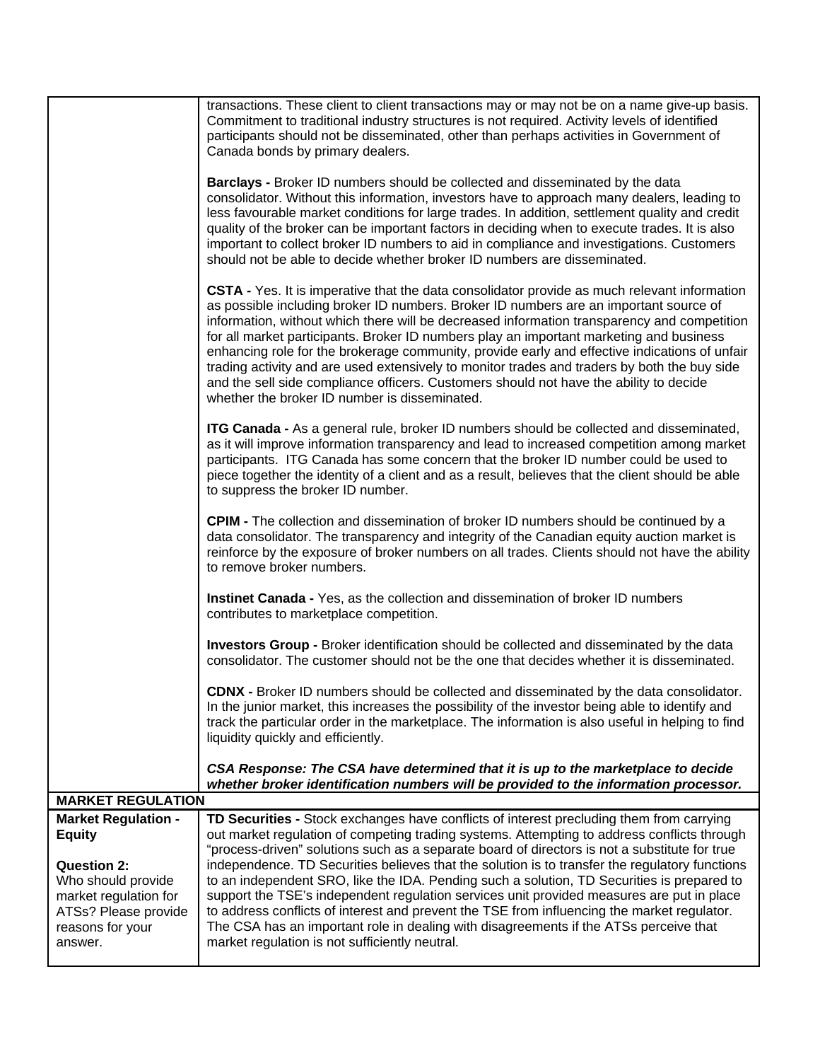| | |
|---|---|
| | transactions. These client to client transactions may or may not be on a name give-up basis. Commitment to traditional industry structures is not required. Activity levels of identified participants should not be disseminated, other than perhaps activities in Government of Canada bonds by primary dealers.<br><br>**Barclays -** Broker ID numbers should be collected and disseminated by the data consolidator. Without this information, investors have to approach many dealers, leading to less favourable market conditions for large trades. In addition, settlement quality and credit quality of the broker can be important factors in deciding when to execute trades. It is also important to collect broker ID numbers to aid in compliance and investigations. Customers should not be able to decide whether broker ID numbers are disseminated.<br><br>**CSTA -** Yes. It is imperative that the data consolidator provide as much relevant information as possible including broker ID numbers. Broker ID numbers are an important source of information, without which there will be decreased information transparency and competition for all market participants. Broker ID numbers play an important marketing and business enhancing role for the brokerage community, provide early and effective indications of unfair trading activity and are used extensively to monitor trades and traders by both the buy side and the sell side compliance officers. Customers should not have the ability to decide whether the broker ID number is disseminated.<br><br>**ITG Canada -** As a general rule, broker ID numbers should be collected and disseminated, as it will improve information transparency and lead to increased competition among market participants. ITG Canada has some concern that the broker ID number could be used to piece together the identity of a client and as a result, believes that the client should be able to suppress the broker ID number.<br><br>**CPIM -** The collection and dissemination of broker ID numbers should be continued by a data consolidator. The transparency and integrity of the Canadian equity auction market is reinforce by the exposure of broker numbers on all trades. Clients should not have the ability to remove broker numbers.<br><br>**Instinet Canada -** Yes, as the collection and dissemination of broker ID numbers contributes to marketplace competition.<br><br>**Investors Group -** Broker identification should be collected and disseminated by the data consolidator. The customer should not be the one that decides whether it is disseminated.<br><br>**CDNX -** Broker ID numbers should be collected and disseminated by the data consolidator. In the junior market, this increases the possibility of the investor being able to identify and track the particular order in the marketplace. The information is also useful in helping to find liquidity quickly and efficiently.<br><br>***CSA Response: The CSA have determined that it is up to the marketplace to decide whether broker identification numbers will be provided to the information processor.*** |
| **MARKET REGULATION** | |
| **Market Regulation - Equity**<br><br>**Question 2:** Who should provide market regulation for ATSs? Please provide reasons for your answer. | **TD Securities -** Stock exchanges have conflicts of interest precluding them from carrying out market regulation of competing trading systems. Attempting to address conflicts through "process-driven" solutions such as a separate board of directors is not a substitute for true independence. TD Securities believes that the solution is to transfer the regulatory functions to an independent SRO, like the IDA. Pending such a solution, TD Securities is prepared to support the TSE's independent regulation services unit provided measures are put in place to address conflicts of interest and prevent the TSE from influencing the market regulator. The CSA has an important role in dealing with disagreements if the ATSs perceive that market regulation is not sufficiently neutral. |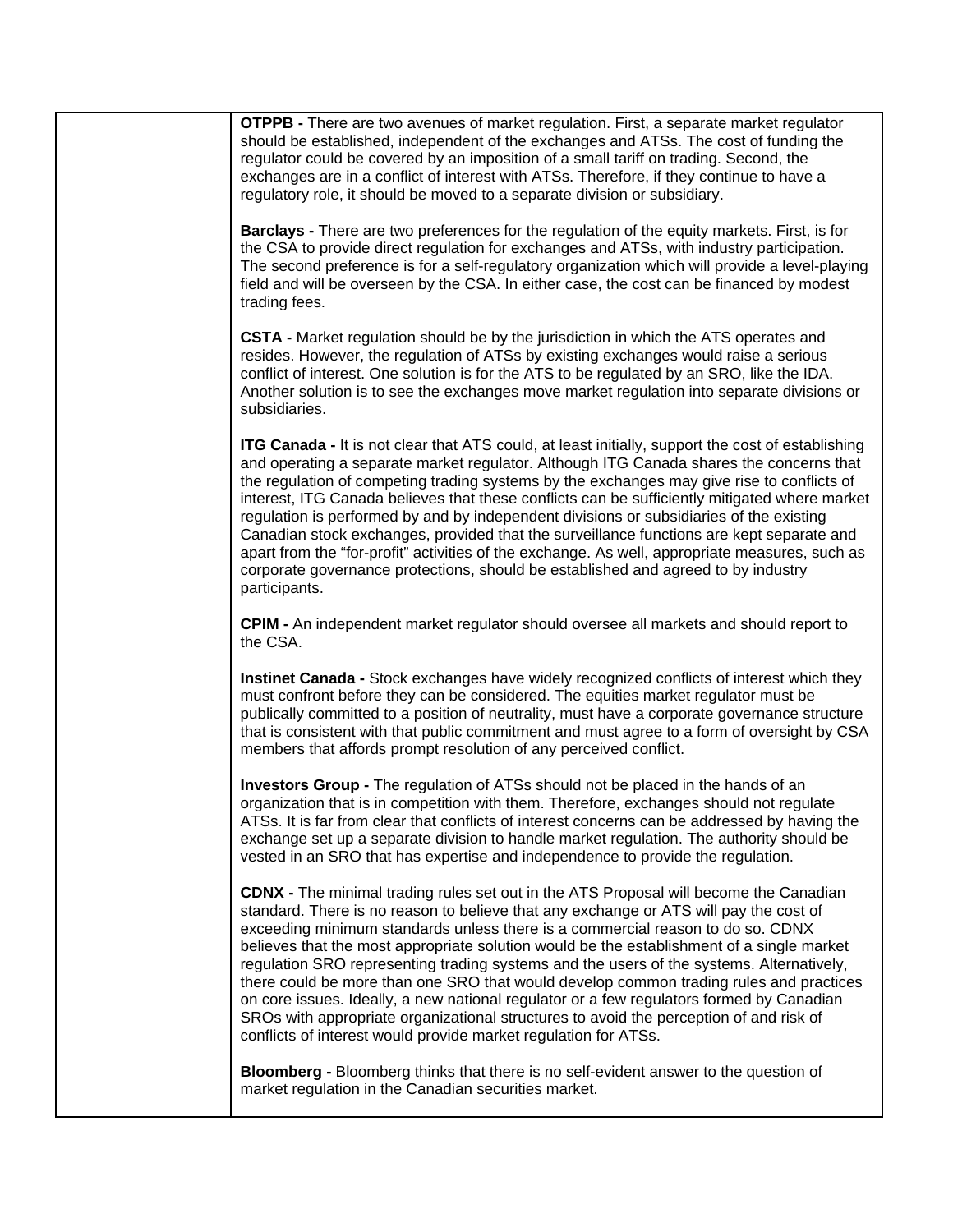| | |
|---|---|
| | **OTPPB -** There are two avenues of market regulation. First, a separate market regulator should be established, independent of the exchanges and ATSs. The cost of funding the regulator could be covered by an imposition of a small tariff on trading. Second, the exchanges are in a conflict of interest with ATSs. Therefore, if they continue to have a regulatory role, it should be moved to a separate division or subsidiary.<br><br>**Barclays -** There are two preferences for the regulation of the equity markets. First, is for the CSA to provide direct regulation for exchanges and ATSs, with industry participation. The second preference is for a self-regulatory organization which will provide a level-playing field and will be overseen by the CSA. In either case, the cost can be financed by modest trading fees.<br><br>**CSTA -** Market regulation should be by the jurisdiction in which the ATS operates and resides. However, the regulation of ATSs by existing exchanges would raise a serious conflict of interest. One solution is for the ATS to be regulated by an SRO, like the IDA. Another solution is to see the exchanges move market regulation into separate divisions or subsidiaries.<br><br>**ITG Canada -** It is not clear that ATS could, at least initially, support the cost of establishing and operating a separate market regulator. Although ITG Canada shares the concerns that the regulation of competing trading systems by the exchanges may give rise to conflicts of interest, ITG Canada believes that these conflicts can be sufficiently mitigated where market regulation is performed by and by independent divisions or subsidiaries of the existing Canadian stock exchanges, provided that the surveillance functions are kept separate and apart from the "for-profit" activities of the exchange. As well, appropriate measures, such as corporate governance protections, should be established and agreed to by industry participants.<br><br>**CPIM -** An independent market regulator should oversee all markets and should report to the CSA.<br><br>**Instinet Canada -** Stock exchanges have widely recognized conflicts of interest which they must confront before they can be considered. The equities market regulator must be publically committed to a position of neutrality, must have a corporate governance structure that is consistent with that public commitment and must agree to a form of oversight by CSA members that affords prompt resolution of any perceived conflict.<br><br>**Investors Group -** The regulation of ATSs should not be placed in the hands of an organization that is in competition with them. Therefore, exchanges should not regulate ATSs. It is far from clear that conflicts of interest concerns can be addressed by having the exchange set up a separate division to handle market regulation. The authority should be vested in an SRO that has expertise and independence to provide the regulation.<br><br>**CDNX -** The minimal trading rules set out in the ATS Proposal will become the Canadian standard. There is no reason to believe that any exchange or ATS will pay the cost of exceeding minimum standards unless there is a commercial reason to do so. CDNX believes that the most appropriate solution would be the establishment of a single market regulation SRO representing trading systems and the users of the systems. Alternatively, there could be more than one SRO that would develop common trading rules and practices on core issues. Ideally, a new national regulator or a few regulators formed by Canadian SROs with appropriate organizational structures to avoid the perception of and risk of conflicts of interest would provide market regulation for ATSs.<br><br>**Bloomberg -** Bloomberg thinks that there is no self-evident answer to the question of market regulation in the Canadian securities market. |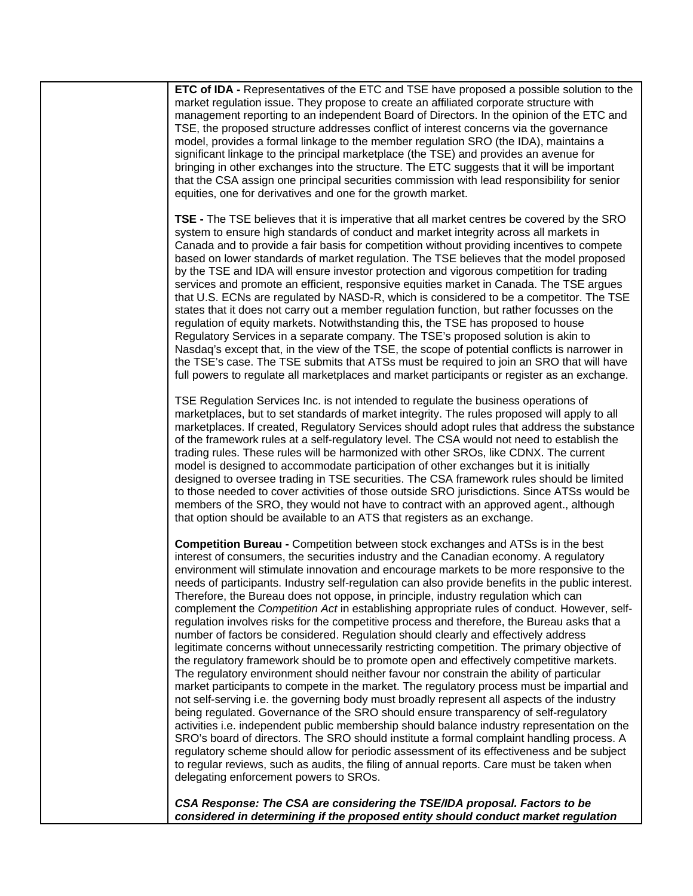| | |
|---|---|
| | **ETC of IDA -** Representatives of the ETC and TSE have proposed a possible solution to the market regulation issue. They propose to create an affiliated corporate structure with management reporting to an independent Board of Directors. In the opinion of the ETC and TSE, the proposed structure addresses conflict of interest concerns via the governance model, provides a formal linkage to the member regulation SRO (the IDA), maintains a significant linkage to the principal marketplace (the TSE) and provides an avenue for bringing in other exchanges into the structure. The ETC suggests that it will be important that the CSA assign one principal securities commission with lead responsibility for senior equities, one for derivatives and one for the growth market.<br><br>**TSE -** The TSE believes that it is imperative that all market centres be covered by the SRO system to ensure high standards of conduct and market integrity across all markets in Canada and to provide a fair basis for competition without providing incentives to compete based on lower standards of market regulation. The TSE believes that the model proposed by the TSE and IDA will ensure investor protection and vigorous competition for trading services and promote an efficient, responsive equities market in Canada. The TSE argues that U.S. ECNs are regulated by NASD-R, which is considered to be a competitor. The TSE states that it does not carry out a member regulation function, but rather focusses on the regulation of equity markets. Notwithstanding this, the TSE has proposed to house Regulatory Services in a separate company. The TSE's proposed solution is akin to Nasdaq's except that, in the view of the TSE, the scope of potential conflicts is narrower in the TSE's case. The TSE submits that ATSs must be required to join an SRO that will have full powers to regulate all marketplaces and market participants or register as an exchange.<br><br>TSE Regulation Services Inc. is not intended to regulate the business operations of marketplaces, but to set standards of market integrity. The rules proposed will apply to all marketplaces. If created, Regulatory Services should adopt rules that address the substance of the framework rules at a self-regulatory level. The CSA would not need to establish the trading rules. These rules will be harmonized with other SROs, like CDNX. The current model is designed to accommodate participation of other exchanges but it is initially designed to oversee trading in TSE securities. The CSA framework rules should be limited to those needed to cover activities of those outside SRO jurisdictions. Since ATSs would be members of the SRO, they would not have to contract with an approved agent., although that option should be available to an ATS that registers as an exchange.<br><br>**Competition Bureau -** Competition between stock exchanges and ATSs is in the best interest of consumers, the securities industry and the Canadian economy. A regulatory environment will stimulate innovation and encourage markets to be more responsive to the needs of participants. Industry self-regulation can also provide benefits in the public interest. Therefore, the Bureau does not oppose, in principle, industry regulation which can complement the *Competition Act* in establishing appropriate rules of conduct. However, self-regulation involves risks for the competitive process and therefore, the Bureau asks that a number of factors be considered. Regulation should clearly and effectively address legitimate concerns without unnecessarily restricting competition. The primary objective of the regulatory framework should be to promote open and effectively competitive markets. The regulatory environment should neither favour nor constrain the ability of particular market participants to compete in the market. The regulatory process must be impartial and not self-serving i.e. the governing body must broadly represent all aspects of the industry being regulated. Governance of the SRO should ensure transparency of self-regulatory activities i.e. independent public membership should balance industry representation on the SRO's board of directors. The SRO should institute a formal complaint handling process. A regulatory scheme should allow for periodic assessment of its effectiveness and be subject to regular reviews, such as audits, the filing of annual reports. Care must be taken when delegating enforcement powers to SROs.<br><br>***CSA Response: The CSA are considering the TSE/IDA proposal. Factors to be considered in determining if the proposed entity should conduct market regulation*** |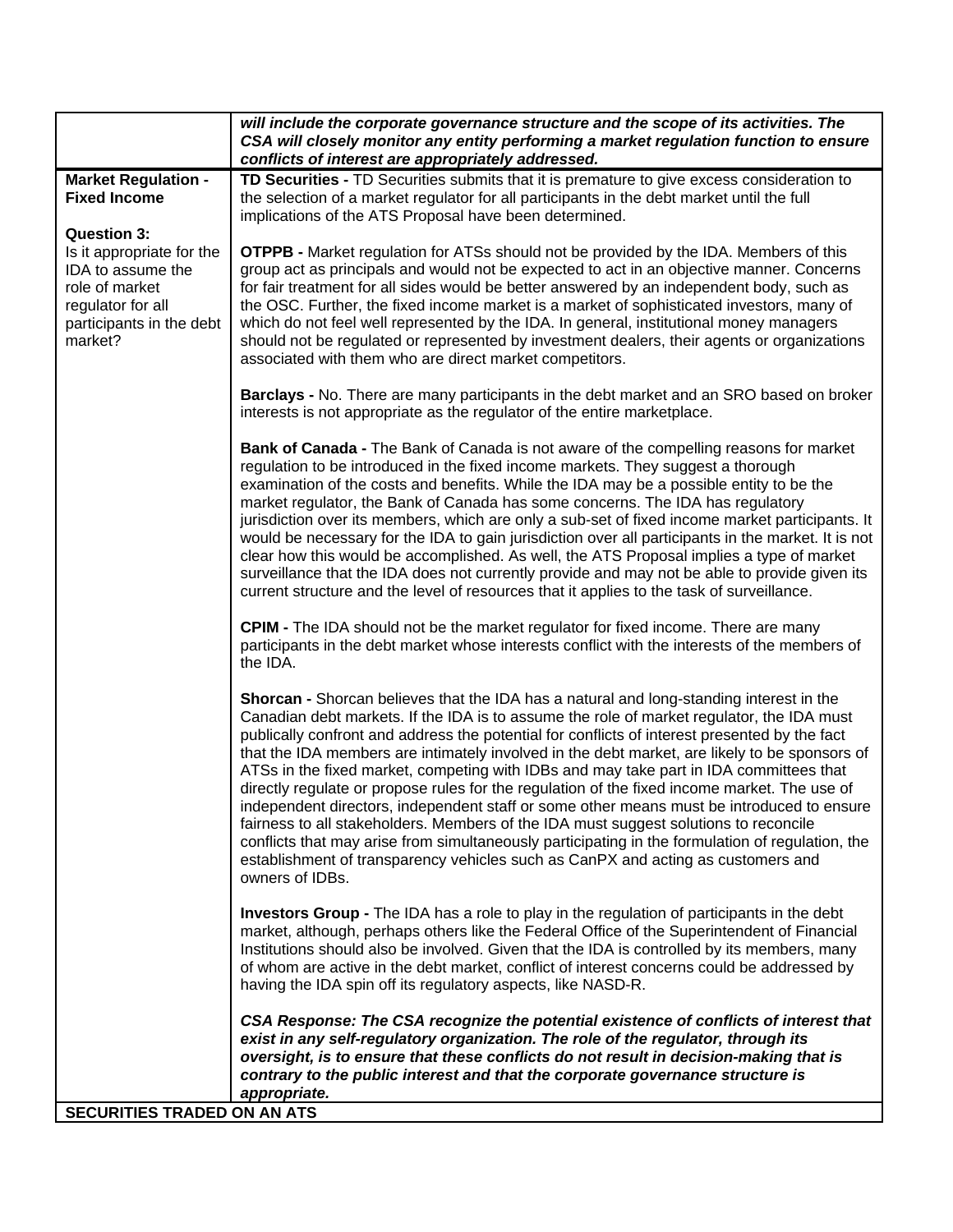| | |
|---|---|
| | ***will include the corporate governance structure and the scope of its activities. The CSA will closely monitor any entity performing a market regulation function to ensure conflicts of interest are appropriately addressed.*** |
| **Market Regulation - Fixed Income**<br><br>**Question 3:**<br>Is it appropriate for the IDA to assume the role of market regulator for all participants in the debt market? | **TD Securities -** TD Securities submits that it is premature to give excess consideration to the selection of a market regulator for all participants in the debt market until the full implications of the ATS Proposal have been determined.<br><br>**OTPPB -** Market regulation for ATSs should not be provided by the IDA. Members of this group act as principals and would not be expected to act in an objective manner. Concerns for fair treatment for all sides would be better answered by an independent body, such as the OSC. Further, the fixed income market is a market of sophisticated investors, many of which do not feel well represented by the IDA. In general, institutional money managers should not be regulated or represented by investment dealers, their agents or organizations associated with them who are direct market competitors.<br><br>**Barclays -** No. There are many participants in the debt market and an SRO based on broker interests is not appropriate as the regulator of the entire marketplace.<br><br>**Bank of Canada -** The Bank of Canada is not aware of the compelling reasons for market regulation to be introduced in the fixed income markets. They suggest a thorough examination of the costs and benefits. While the IDA may be a possible entity to be the market regulator, the Bank of Canada has some concerns. The IDA has regulatory jurisdiction over its members, which are only a sub-set of fixed income market participants. It would be necessary for the IDA to gain jurisdiction over all participants in the market. It is not clear how this would be accomplished. As well, the ATS Proposal implies a type of market surveillance that the IDA does not currently provide and may not be able to provide given its current structure and the level of resources that it applies to the task of surveillance.<br><br>**CPIM -** The IDA should not be the market regulator for fixed income. There are many participants in the debt market whose interests conflict with the interests of the members of the IDA.<br><br>**Shorcan -** Shorcan believes that the IDA has a natural and long-standing interest in the Canadian debt markets. If the IDA is to assume the role of market regulator, the IDA must publically confront and address the potential for conflicts of interest presented by the fact that the IDA members are intimately involved in the debt market, are likely to be sponsors of ATSs in the fixed market, competing with IDBs and may take part in IDA committees that directly regulate or propose rules for the regulation of the fixed income market. The use of independent directors, independent staff or some other means must be introduced to ensure fairness to all stakeholders. Members of the IDA must suggest solutions to reconcile conflicts that may arise from simultaneously participating in the formulation of regulation, the establishment of transparency vehicles such as CanPX and acting as customers and owners of IDBs.<br><br>**Investors Group -** The IDA has a role to play in the regulation of participants in the debt market, although, perhaps others like the Federal Office of the Superintendent of Financial Institutions should also be involved. Given that the IDA is controlled by its members, many of whom are active in the debt market, conflict of interest concerns could be addressed by having the IDA spin off its regulatory aspects, like NASD-R.<br><br>***CSA Response: The CSA recognize the potential existence of conflicts of interest that exist in any self-regulatory organization. The role of the regulator, through its oversight, is to ensure that these conflicts do not result in decision-making that is contrary to the public interest and that the corporate governance structure is appropriate.*** |
| **SECURITIES TRADED ON AN ATS** | |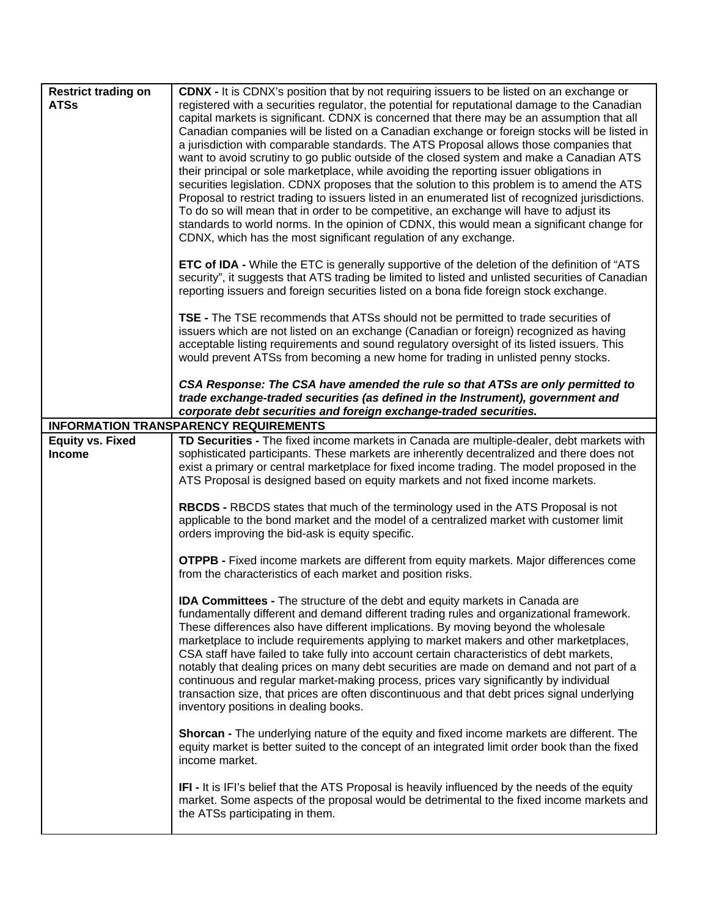| | |
|---|---|
| **Restrict trading on ATSs** | **CDNX -** It is CDNX's position that by not requiring issuers to be listed on an exchange or registered with a securities regulator, the potential for reputational damage to the Canadian capital markets is significant. CDNX is concerned that there may be an assumption that all Canadian companies will be listed on a Canadian exchange or foreign stocks will be listed in a jurisdiction with comparable standards. The ATS Proposal allows those companies that want to avoid scrutiny to go public outside of the closed system and make a Canadian ATS their principal or sole marketplace, while avoiding the reporting issuer obligations in securities legislation. CDNX proposes that the solution to this problem is to amend the ATS Proposal to restrict trading to issuers listed in an enumerated list of recognized jurisdictions. To do so will mean that in order to be competitive, an exchange will have to adjust its standards to world norms. In the opinion of CDNX, this would mean a significant change for CDNX, which has the most significant regulation of any exchange.<br><br>**ETC of IDA -** While the ETC is generally supportive of the deletion of the definition of "ATS security", it suggests that ATS trading be limited to listed and unlisted securities of Canadian reporting issuers and foreign securities listed on a bona fide foreign stock exchange.<br><br>**TSE -** The TSE recommends that ATSs should not be permitted to trade securities of issuers which are not listed on an exchange (Canadian or foreign) recognized as having acceptable listing requirements and sound regulatory oversight of its listed issuers. This would prevent ATSs from becoming a new home for trading in unlisted penny stocks.<br><br>***CSA Response: The CSA have amended the rule so that ATSs are only permitted to trade exchange-traded securities (as defined in the Instrument), government and corporate debt securities and foreign exchange-traded securities.*** |
| **INFORMATION TRANSPARENCY REQUIREMENTS** | |
| **Equity vs. Fixed Income** | **TD Securities -** The fixed income markets in Canada are multiple-dealer, debt markets with sophisticated participants. These markets are inherently decentralized and there does not exist a primary or central marketplace for fixed income trading. The model proposed in the ATS Proposal is designed based on equity markets and not fixed income markets.<br><br>**RBCDS -** RBCDS states that much of the terminology used in the ATS Proposal is not applicable to the bond market and the model of a centralized market with customer limit orders improving the bid-ask is equity specific.<br><br>**OTPPB -** Fixed income markets are different from equity markets. Major differences come from the characteristics of each market and position risks.<br><br>**IDA Committees -** The structure of the debt and equity markets in Canada are fundamentally different and demand different trading rules and organizational framework. These differences also have different implications. By moving beyond the wholesale marketplace to include requirements applying to market makers and other marketplaces, CSA staff have failed to take fully into account certain characteristics of debt markets, notably that dealing prices on many debt securities are made on demand and not part of a continuous and regular market-making process, prices vary significantly by individual transaction size, that prices are often discontinuous and that debt prices signal underlying inventory positions in dealing books.<br><br>**Shorcan -** The underlying nature of the equity and fixed income markets are different. The equity market is better suited to the concept of an integrated limit order book than the fixed income market.<br><br>**IFI -** It is IFI's belief that the ATS Proposal is heavily influenced by the needs of the equity market. Some aspects of the proposal would be detrimental to the fixed income markets and the ATSs participating in them. |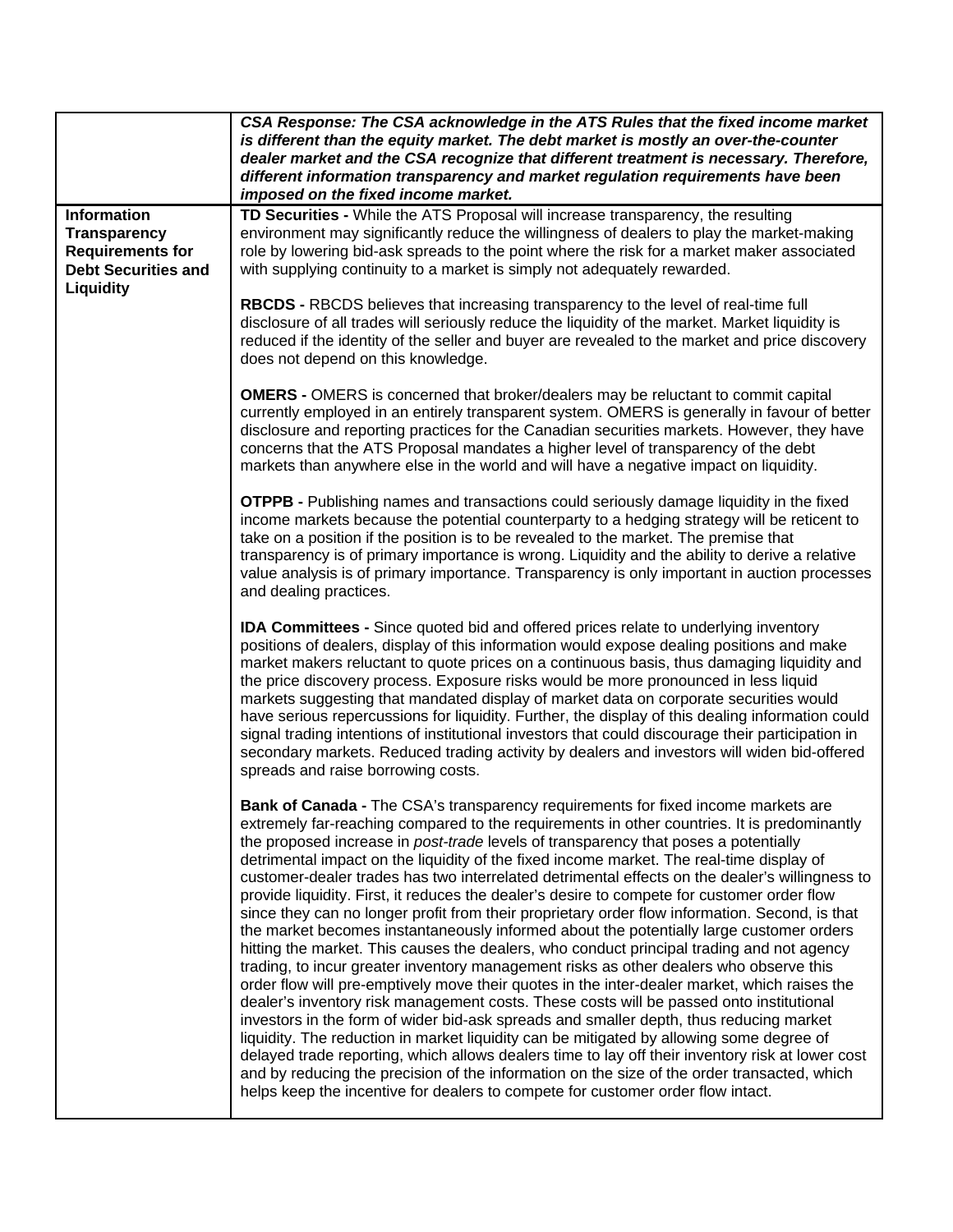| | |
|---|---|
| | ***CSA Response: The CSA acknowledge in the ATS Rules that the fixed income market is different than the equity market. The debt market is mostly an over-the-counter dealer market and the CSA recognize that different treatment is necessary. Therefore, different information transparency and market regulation requirements have been imposed on the fixed income market.*** |
| **Information Transparency Requirements for Debt Securities and Liquidity** | **TD Securities -** While the ATS Proposal will increase transparency, the resulting environment may significantly reduce the willingness of dealers to play the market-making role by lowering bid-ask spreads to the point where the risk for a market maker associated with supplying continuity to a market is simply not adequately rewarded.<br><br>**RBCDS -** RBCDS believes that increasing transparency to the level of real-time full disclosure of all trades will seriously reduce the liquidity of the market. Market liquidity is reduced if the identity of the seller and buyer are revealed to the market and price discovery does not depend on this knowledge.<br><br>**OMERS -** OMERS is concerned that broker/dealers may be reluctant to commit capital currently employed in an entirely transparent system. OMERS is generally in favour of better disclosure and reporting practices for the Canadian securities markets. However, they have concerns that the ATS Proposal mandates a higher level of transparency of the debt markets than anywhere else in the world and will have a negative impact on liquidity.<br><br>**OTPPB -** Publishing names and transactions could seriously damage liquidity in the fixed income markets because the potential counterparty to a hedging strategy will be reticent to take on a position if the position is to be revealed to the market. The premise that transparency is of primary importance is wrong. Liquidity and the ability to derive a relative value analysis is of primary importance. Transparency is only important in auction processes and dealing practices.<br><br>**IDA Committees -** Since quoted bid and offered prices relate to underlying inventory positions of dealers, display of this information would expose dealing positions and make market makers reluctant to quote prices on a continuous basis, thus damaging liquidity and the price discovery process. Exposure risks would be more pronounced in less liquid markets suggesting that mandated display of market data on corporate securities would have serious repercussions for liquidity. Further, the display of this dealing information could signal trading intentions of institutional investors that could discourage their participation in secondary markets. Reduced trading activity by dealers and investors will widen bid-offered spreads and raise borrowing costs.<br><br>**Bank of Canada -** The CSA's transparency requirements for fixed income markets are extremely far-reaching compared to the requirements in other countries. It is predominantly the proposed increase in *post-trade* levels of transparency that poses a potentially detrimental impact on the liquidity of the fixed income market. The real-time display of customer-dealer trades has two interrelated detrimental effects on the dealer's willingness to provide liquidity. First, it reduces the dealer's desire to compete for customer order flow since they can no longer profit from their proprietary order flow information. Second, is that the market becomes instantaneously informed about the potentially large customer orders hitting the market. This causes the dealers, who conduct principal trading and not agency trading, to incur greater inventory management risks as other dealers who observe this order flow will pre-emptively move their quotes in the inter-dealer market, which raises the dealer's inventory risk management costs. These costs will be passed onto institutional investors in the form of wider bid-ask spreads and smaller depth, thus reducing market liquidity. The reduction in market liquidity can be mitigated by allowing some degree of delayed trade reporting, which allows dealers time to lay off their inventory risk at lower cost and by reducing the precision of the information on the size of the order transacted, which helps keep the incentive for dealers to compete for customer order flow intact. |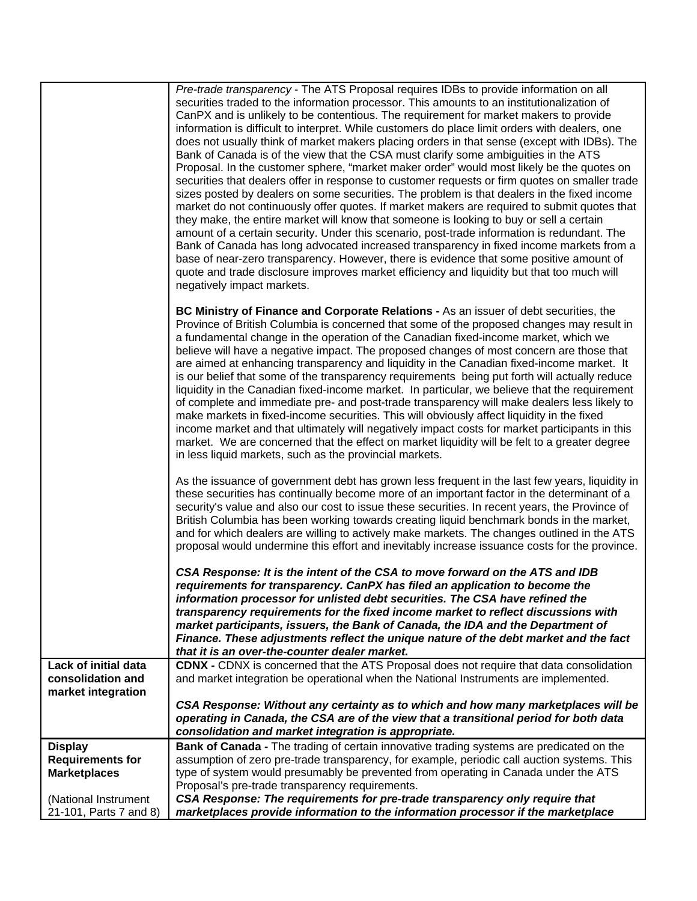| | |
|---|---|
| | *Pre-trade transparency* - The ATS Proposal requires IDBs to provide information on all securities traded to the information processor. This amounts to an institutionalization of CanPX and is unlikely to be contentious. The requirement for market makers to provide information is difficult to interpret. While customers do place limit orders with dealers, one does not usually think of market makers placing orders in that sense (except with IDBs). The Bank of Canada is of the view that the CSA must clarify some ambiguities in the ATS Proposal. In the customer sphere, "market maker order" would most likely be the quotes on securities that dealers offer in response to customer requests or firm quotes on smaller trade sizes posted by dealers on some securities. The problem is that dealers in the fixed income market do not continuously offer quotes. If market makers are required to submit quotes that they make, the entire market will know that someone is looking to buy or sell a certain amount of a certain security. Under this scenario, post-trade information is redundant. The Bank of Canada has long advocated increased transparency in fixed income markets from a base of near-zero transparency. However, there is evidence that some positive amount of quote and trade disclosure improves market efficiency and liquidity but that too much will negatively impact markets.<br><br>**BC Ministry of Finance and Corporate Relations -** As an issuer of debt securities, the Province of British Columbia is concerned that some of the proposed changes may result in a fundamental change in the operation of the Canadian fixed-income market, which we believe will have a negative impact. The proposed changes of most concern are those that are aimed at enhancing transparency and liquidity in the Canadian fixed-income market. It is our belief that some of the transparency requirements being put forth will actually reduce liquidity in the Canadian fixed-income market. In particular, we believe that the requirement of complete and immediate pre- and post-trade transparency will make dealers less likely to make markets in fixed-income securities. This will obviously affect liquidity in the fixed income market and that ultimately will negatively impact costs for market participants in this market. We are concerned that the effect on market liquidity will be felt to a greater degree in less liquid markets, such as the provincial markets.<br><br>As the issuance of government debt has grown less frequent in the last few years, liquidity in these securities has continually become more of an important factor in the determinant of a security's value and also our cost to issue these securities. In recent years, the Province of British Columbia has been working towards creating liquid benchmark bonds in the market, and for which dealers are willing to actively make markets. The changes outlined in the ATS proposal would undermine this effort and inevitably increase issuance costs for the province.<br><br>***CSA Response: It is the intent of the CSA to move forward on the ATS and IDB requirements for transparency. CanPX has filed an application to become the information processor for unlisted debt securities. The CSA have refined the transparency requirements for the fixed income market to reflect discussions with market participants, issuers, the Bank of Canada, the IDA and the Department of Finance. These adjustments reflect the unique nature of the debt market and the fact that it is an over-the-counter dealer market.*** |
| **Lack of initial data consolidation and market integration** | **CDNX -** CDNX is concerned that the ATS Proposal does not require that data consolidation and market integration be operational when the National Instruments are implemented.<br><br>***CSA Response: Without any certainty as to which and how many marketplaces will be operating in Canada, the CSA are of the view that a transitional period for both data consolidation and market integration is appropriate.*** |
| **Display Requirements for Marketplaces**<br><br>(National Instrument 21-101, Parts 7 and 8) | **Bank of Canada -** The trading of certain innovative trading systems are predicated on the assumption of zero pre-trade transparency, for example, periodic call auction systems. This type of system would presumably be prevented from operating in Canada under the ATS Proposal's pre-trade transparency requirements.<br>***CSA Response: The requirements for pre-trade transparency only require that marketplaces provide information to the information processor if the marketplace*** |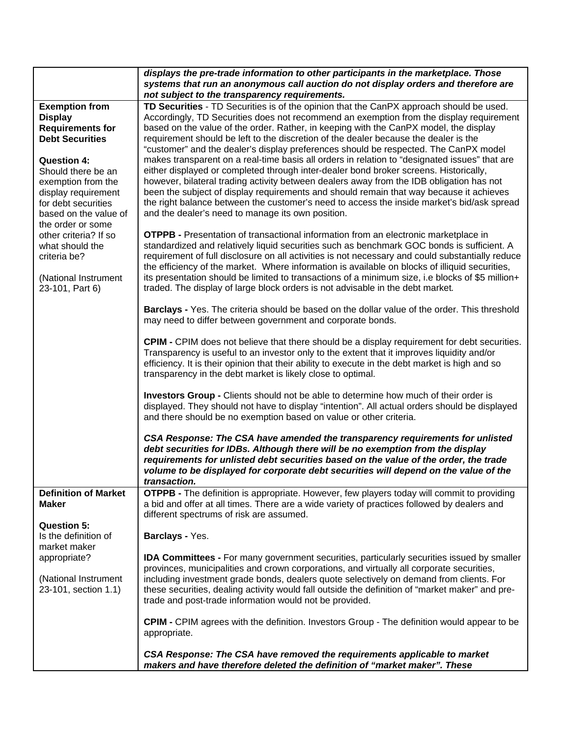| | |
|---|---|
| | ***displays the pre-trade information to other participants in the marketplace. Those systems that run an anonymous call auction do not display orders and therefore are not subject to the transparency requirements.*** |
| **Exemption from Display Requirements for Debt Securities**<br><br>**Question 4:**<br>Should there be an exemption from the display requirement for debt securities based on the value of the order or some other criteria? If so what should the criteria be?<br><br>(National Instrument 23-101, Part 6) | **TD Securities** - TD Securities is of the opinion that the CanPX approach should be used. Accordingly, TD Securities does not recommend an exemption from the display requirement based on the value of the order. Rather, in keeping with the CanPX model, the display requirement should be left to the discretion of the dealer because the dealer is the "customer" and the dealer's display preferences should be respected. The CanPX model makes transparent on a real-time basis all orders in relation to "designated issues" that are either displayed or completed through inter-dealer bond broker screens. Historically, however, bilateral trading activity between dealers away from the IDB obligation has not been the subject of display requirements and should remain that way because it achieves the right balance between the customer's need to access the inside market's bid/ask spread and the dealer's need to manage its own position.<br><br>**OTPPB -** Presentation of transactional information from an electronic marketplace in standardized and relatively liquid securities such as benchmark GOC bonds is sufficient. A requirement of full disclosure on all activities is not necessary and could substantially reduce the efficiency of the market. Where information is available on blocks of illiquid securities, its presentation should be limited to transactions of a minimum size, i.e blocks of $5 million+ traded. The display of large block orders is not advisable in the debt market.<br><br>**Barclays -** Yes. The criteria should be based on the dollar value of the order. This threshold may need to differ between government and corporate bonds.<br><br>**CPIM -** CPIM does not believe that there should be a display requirement for debt securities. Transparency is useful to an investor only to the extent that it improves liquidity and/or efficiency. It is their opinion that their ability to execute in the debt market is high and so transparency in the debt market is likely close to optimal.<br><br>**Investors Group -** Clients should not be able to determine how much of their order is displayed. They should not have to display "intention". All actual orders should be displayed and there should be no exemption based on value or other criteria.<br><br>***CSA Response: The CSA have amended the transparency requirements for unlisted debt securities for IDBs. Although there will be no exemption from the display requirements for unlisted debt securities based on the value of the order, the trade volume to be displayed for corporate debt securities will depend on the value of the transaction.*** |
| **Definition of Market Maker**<br><br>**Question 5:**<br>Is the definition of market maker appropriate?<br><br>(National Instrument 23-101, section 1.1) | **OTPPB -** The definition is appropriate. However, few players today will commit to providing a bid and offer at all times. There are a wide variety of practices followed by dealers and different spectrums of risk are assumed.<br><br>**Barclays -** Yes.<br><br>**IDA Committees -** For many government securities, particularly securities issued by smaller provinces, municipalities and crown corporations, and virtually all corporate securities, including investment grade bonds, dealers quote selectively on demand from clients. For these securities, dealing activity would fall outside the definition of "market maker" and pre-trade and post-trade information would not be provided.<br><br>**CPIM -** CPIM agrees with the definition. Investors Group - The definition would appear to be appropriate.<br><br>***CSA Response: The CSA have removed the requirements applicable to market makers and have therefore deleted the definition of "market maker". These*** |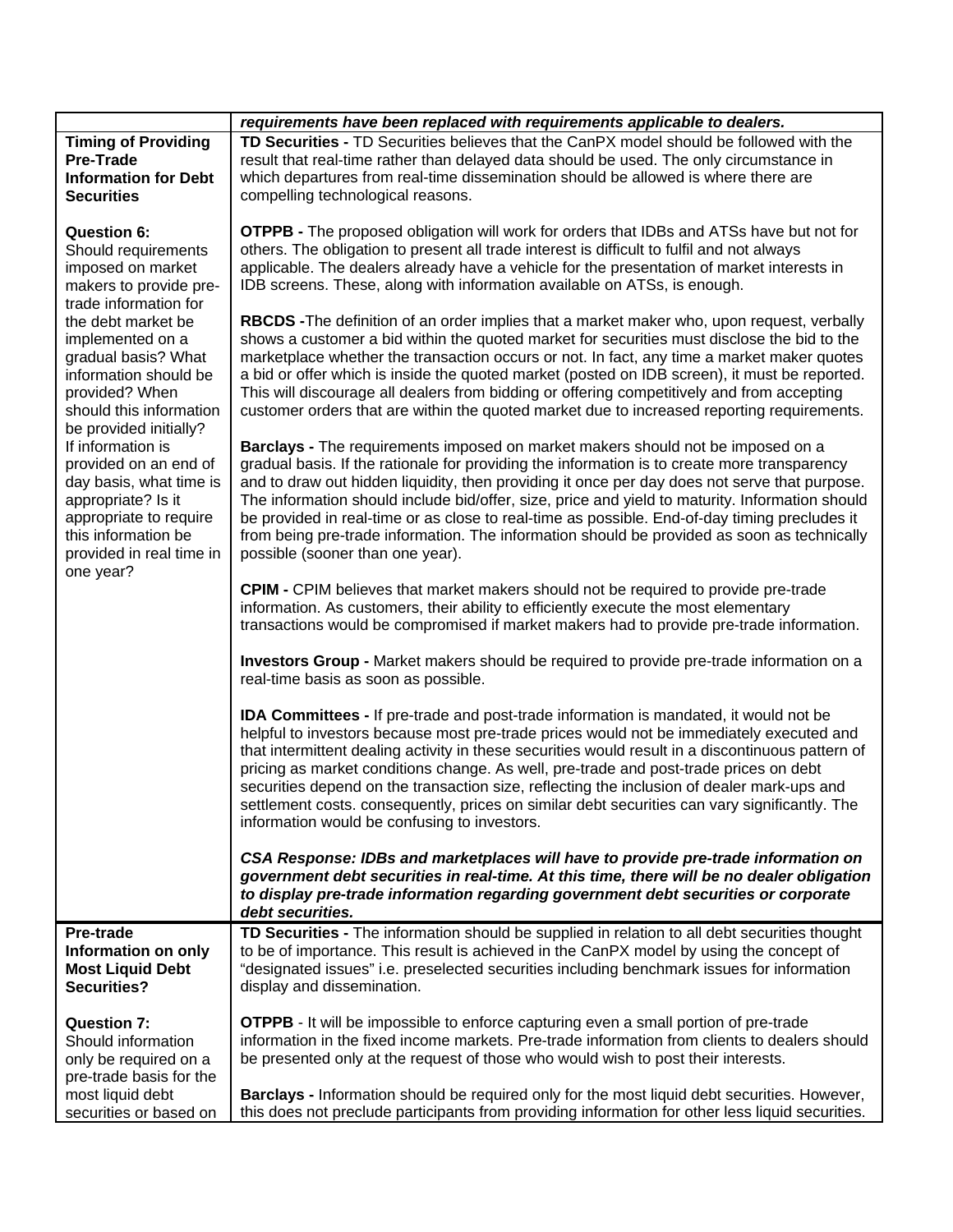| | |
|---|---|
| | ***requirements have been replaced with requirements applicable to dealers.*** |
| **Timing of Providing Pre-Trade Information for Debt Securities**<br><br>**Question 6:**<br>Should requirements imposed on market makers to provide pre-trade information for the debt market be implemented on a gradual basis? What information should be provided? When should this information be provided initially? If information is provided on an end of day basis, what time is appropriate? Is it appropriate to require this information be provided in real time in one year? | **TD Securities -** TD Securities believes that the CanPX model should be followed with the result that real-time rather than delayed data should be used. The only circumstance in which departures from real-time dissemination should be allowed is where there are compelling technological reasons.<br><br>**OTPPB -** The proposed obligation will work for orders that IDBs and ATSs have but not for others. The obligation to present all trade interest is difficult to fulfil and not always applicable. The dealers already have a vehicle for the presentation of market interests in IDB screens. These, along with information available on ATSs, is enough.<br><br>**RBCDS -**The definition of an order implies that a market maker who, upon request, verbally shows a customer a bid within the quoted market for securities must disclose the bid to the marketplace whether the transaction occurs or not. In fact, any time a market maker quotes a bid or offer which is inside the quoted market (posted on IDB screen), it must be reported. This will discourage all dealers from bidding or offering competitively and from accepting customer orders that are within the quoted market due to increased reporting requirements.<br><br>**Barclays -** The requirements imposed on market makers should not be imposed on a gradual basis. If the rationale for providing the information is to create more transparency and to draw out hidden liquidity, then providing it once per day does not serve that purpose. The information should include bid/offer, size, price and yield to maturity. Information should be provided in real-time or as close to real-time as possible. End-of-day timing precludes it from being pre-trade information. The information should be provided as soon as technically possible (sooner than one year).<br><br>**CPIM -** CPIM believes that market makers should not be required to provide pre-trade information. As customers, their ability to efficiently execute the most elementary transactions would be compromised if market makers had to provide pre-trade information.<br><br>**Investors Group -** Market makers should be required to provide pre-trade information on a real-time basis as soon as possible.<br><br>**IDA Committees -** If pre-trade and post-trade information is mandated, it would not be helpful to investors because most pre-trade prices would not be immediately executed and that intermittent dealing activity in these securities would result in a discontinuous pattern of pricing as market conditions change. As well, pre-trade and post-trade prices on debt securities depend on the transaction size, reflecting the inclusion of dealer mark-ups and settlement costs. consequently, prices on similar debt securities can vary significantly. The information would be confusing to investors.<br><br>***CSA Response: IDBs and marketplaces will have to provide pre-trade information on government debt securities in real-time. At this time, there will be no dealer obligation to display pre-trade information regarding government debt securities or corporate debt securities.*** |
| **Pre-trade Information on only Most Liquid Debt Securities?**<br><br>**Question 7:**<br>Should information only be required on a pre-trade basis for the most liquid debt securities or based on | **TD Securities -** The information should be supplied in relation to all debt securities thought to be of importance. This result is achieved in the CanPX model by using the concept of "designated issues" i.e. preselected securities including benchmark issues for information display and dissemination.<br><br>**OTPPB** - It will be impossible to enforce capturing even a small portion of pre-trade information in the fixed income markets. Pre-trade information from clients to dealers should be presented only at the request of those who would wish to post their interests.<br><br>**Barclays -** Information should be required only for the most liquid debt securities. However, this does not preclude participants from providing information for other less liquid securities. |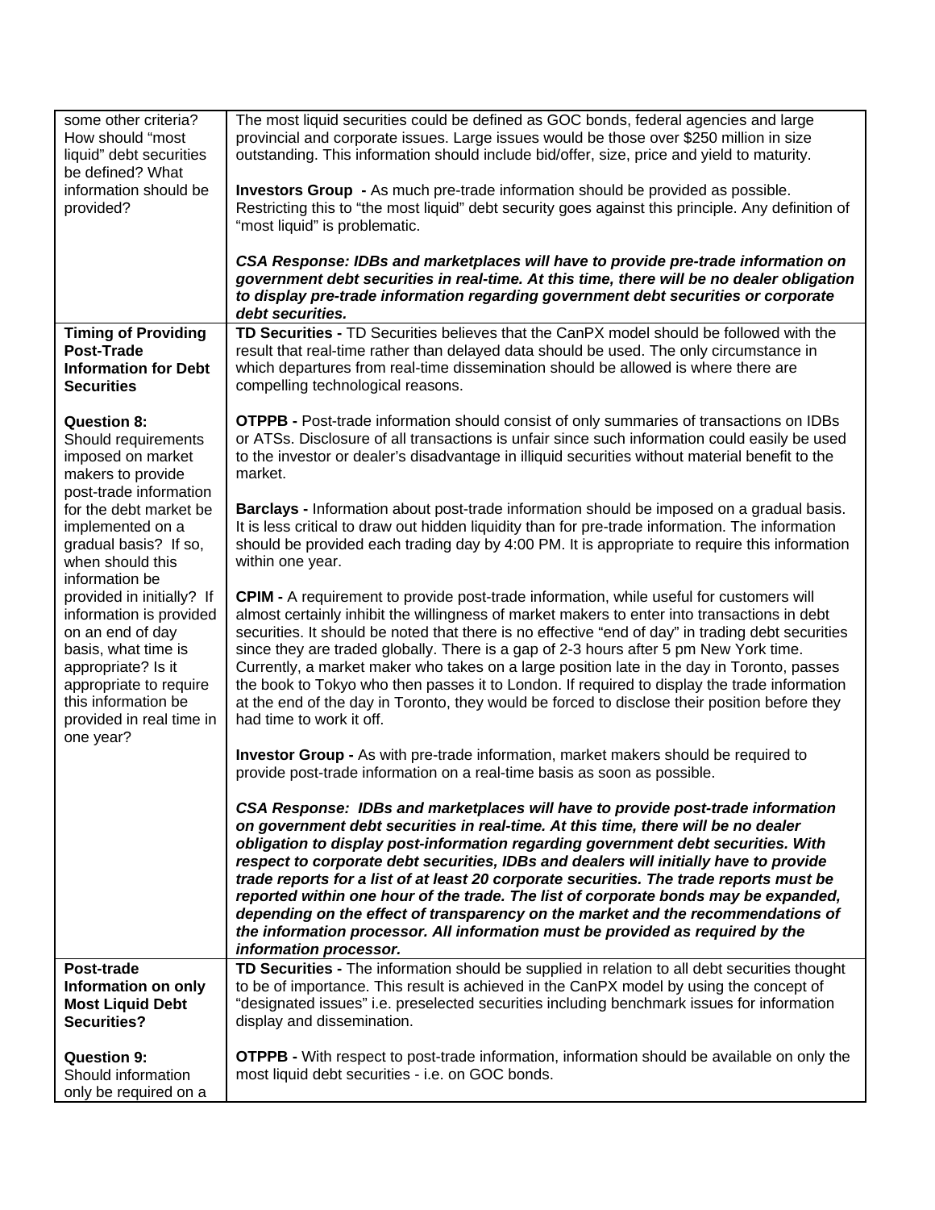| | |
|---|---|
| some other criteria? How should "most liquid" debt securities be defined? What information should be provided? | The most liquid securities could be defined as GOC bonds, federal agencies and large provincial and corporate issues. Large issues would be those over $250 million in size outstanding. This information should include bid/offer, size, price and yield to maturity.<br><br>**Investors Group -** As much pre-trade information should be provided as possible. Restricting this to "the most liquid" debt security goes against this principle. Any definition of "most liquid" is problematic.<br><br>***CSA Response: IDBs and marketplaces will have to provide pre-trade information on government debt securities in real-time. At this time, there will be no dealer obligation to display pre-trade information regarding government debt securities or corporate debt securities.*** |
| **Timing of Providing Post-Trade Information for Debt Securities**<br><br>**Question 8:** Should requirements imposed on market makers to provide post-trade information for the debt market be implemented on a gradual basis? If so, when should this information be provided in initially? If information is provided on an end of day basis, what time is appropriate? Is it appropriate to require this information be provided in real time in one year? | **TD Securities -** TD Securities believes that the CanPX model should be followed with the result that real-time rather than delayed data should be used. The only circumstance in which departures from real-time dissemination should be allowed is where there are compelling technological reasons.<br><br>**OTPPB -** Post-trade information should consist of only summaries of transactions on IDBs or ATSs. Disclosure of all transactions is unfair since such information could easily be used to the investor or dealer's disadvantage in illiquid securities without material benefit to the market.<br><br>**Barclays -** Information about post-trade information should be imposed on a gradual basis. It is less critical to draw out hidden liquidity than for pre-trade information. The information should be provided each trading day by 4:00 PM. It is appropriate to require this information within one year.<br><br>**CPIM -** A requirement to provide post-trade information, while useful for customers will almost certainly inhibit the willingness of market makers to enter into transactions in debt securities. It should be noted that there is no effective "end of day" in trading debt securities since they are traded globally. There is a gap of 2-3 hours after 5 pm New York time. Currently, a market maker who takes on a large position late in the day in Toronto, passes the book to Tokyo who then passes it to London. If required to display the trade information at the end of the day in Toronto, they would be forced to disclose their position before they had time to work it off.<br><br>**Investor Group -** As with pre-trade information, market makers should be required to provide post-trade information on a real-time basis as soon as possible.<br><br>***CSA Response: IDBs and marketplaces will have to provide post-trade information on government debt securities in real-time. At this time, there will be no dealer obligation to display post-information regarding government debt securities. With respect to corporate debt securities, IDBs and dealers will initially have to provide trade reports for a list of at least 20 corporate securities. The trade reports must be reported within one hour of the trade. The list of corporate bonds may be expanded, depending on the effect of transparency on the market and the recommendations of the information processor. All information must be provided as required by the information processor.*** |
| **Post-trade Information on only Most Liquid Debt Securities?**<br><br>**Question 9:** Should information only be required on a | **TD Securities -** The information should be supplied in relation to all debt securities thought to be of importance. This result is achieved in the CanPX model by using the concept of "designated issues" i.e. preselected securities including benchmark issues for information display and dissemination.<br><br>**OTPPB -** With respect to post-trade information, information should be available on only the most liquid debt securities - i.e. on GOC bonds. |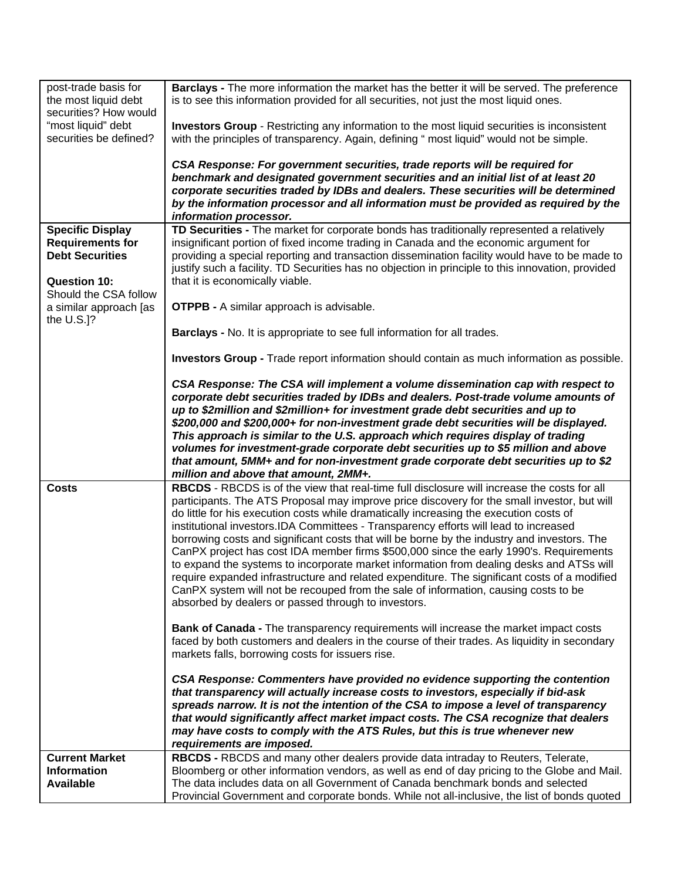| | |
|---|---|
| post-trade basis for the most liquid debt securities? How would "most liquid" debt securities be defined? | **Barclays -** The more information the market has the better it will be served. The preference is to see this information provided for all securities, not just the most liquid ones.<br><br>**Investors Group** - Restricting any information to the most liquid securities is inconsistent with the principles of transparency. Again, defining " most liquid" would not be simple.<br><br>***CSA Response: For government securities, trade reports will be required for benchmark and designated government securities and an initial list of at least 20 corporate securities traded by IDBs and dealers. These securities will be determined by the information processor and all information must be provided as required by the information processor.*** |
| **Specific Display Requirements for Debt Securities**<br><br>**Question 10:** Should the CSA follow a similar approach [as the U.S.]? | **TD Securities -** The market for corporate bonds has traditionally represented a relatively insignificant portion of fixed income trading in Canada and the economic argument for providing a special reporting and transaction dissemination facility would have to be made to justify such a facility. TD Securities has no objection in principle to this innovation, provided that it is economically viable.<br><br>**OTPPB -** A similar approach is advisable.<br><br>**Barclays -** No. It is appropriate to see full information for all trades.<br><br>**Investors Group -** Trade report information should contain as much information as possible.<br><br>***CSA Response: The CSA will implement a volume dissemination cap with respect to corporate debt securities traded by IDBs and dealers. Post-trade volume amounts of up to $2million and $2million+ for investment grade debt securities and up to $200,000 and $200,000+ for non-investment grade debt securities will be displayed. This approach is similar to the U.S. approach which requires display of trading volumes for investment-grade corporate debt securities up to $5 million and above that amount, 5MM+ and for non-investment grade corporate debt securities up to $2 million and above that amount, 2MM+.*** |
| **Costs** | **RBCDS** - RBCDS is of the view that real-time full disclosure will increase the costs for all participants. The ATS Proposal may improve price discovery for the small investor, but will do little for his execution costs while dramatically increasing the execution costs of institutional investors.IDA Committees - Transparency efforts will lead to increased borrowing costs and significant costs that will be borne by the industry and investors. The CanPX project has cost IDA member firms $500,000 since the early 1990's. Requirements to expand the systems to incorporate market information from dealing desks and ATSs will require expanded infrastructure and related expenditure. The significant costs of a modified CanPX system will not be recouped from the sale of information, causing costs to be absorbed by dealers or passed through to investors.<br><br>**Bank of Canada -** The transparency requirements will increase the market impact costs faced by both customers and dealers in the course of their trades. As liquidity in secondary markets falls, borrowing costs for issuers rise.<br><br>***CSA Response: Commenters have provided no evidence supporting the contention that transparency will actually increase costs to investors, especially if bid-ask spreads narrow. It is not the intention of the CSA to impose a level of transparency that would significantly affect market impact costs. The CSA recognize that dealers may have costs to comply with the ATS Rules, but this is true whenever new requirements are imposed.*** |
| **Current Market Information Available** | **RBCDS -** RBCDS and many other dealers provide data intraday to Reuters, Telerate, Bloomberg or other information vendors, as well as end of day pricing to the Globe and Mail. The data includes data on all Government of Canada benchmark bonds and selected Provincial Government and corporate bonds. While not all-inclusive, the list of bonds quoted |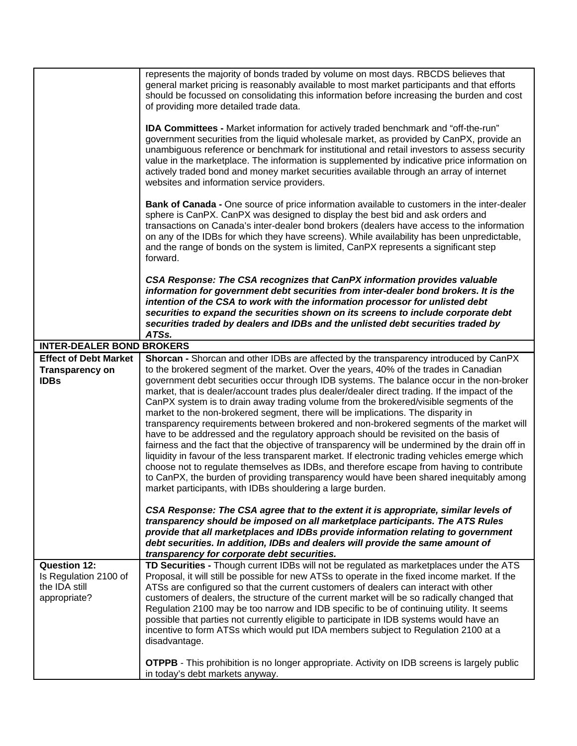| | |
|---|---|
| | represents the majority of bonds traded by volume on most days. RBCDS believes that general market pricing is reasonably available to most market participants and that efforts should be focussed on consolidating this information before increasing the burden and cost of providing more detailed trade data.<br><br>**IDA Committees -** Market information for actively traded benchmark and "off-the-run" government securities from the liquid wholesale market, as provided by CanPX, provide an unambiguous reference or benchmark for institutional and retail investors to assess security value in the marketplace. The information is supplemented by indicative price information on actively traded bond and money market securities available through an array of internet websites and information service providers.<br><br>**Bank of Canada -** One source of price information available to customers in the inter-dealer sphere is CanPX. CanPX was designed to display the best bid and ask orders and transactions on Canada's inter-dealer bond brokers (dealers have access to the information on any of the IDBs for which they have screens). While availability has been unpredictable, and the range of bonds on the system is limited, CanPX represents a significant step forward.<br><br>***CSA Response: The CSA recognizes that CanPX information provides valuable information for government debt securities from inter-dealer bond brokers. It is the intention of the CSA to work with the information processor for unlisted debt securities to expand the securities shown on its screens to include corporate debt securities traded by dealers and IDBs and the unlisted debt securities traded by ATSs.*** |
| **INTER-DEALER BOND BROKERS** | |
| **Effect of Debt Market Transparency on IDBs** | **Shorcan -** Shorcan and other IDBs are affected by the transparency introduced by CanPX to the brokered segment of the market. Over the years, 40% of the trades in Canadian government debt securities occur through IDB systems. The balance occur in the non-broker market, that is dealer/account trades plus dealer/dealer direct trading. If the impact of the CanPX system is to drain away trading volume from the brokered/visible segments of the market to the non-brokered segment, there will be implications. The disparity in transparency requirements between brokered and non-brokered segments of the market will have to be addressed and the regulatory approach should be revisited on the basis of fairness and the fact that the objective of transparency will be undermined by the drain off in liquidity in favour of the less transparent market. If electronic trading vehicles emerge which choose not to regulate themselves as IDBs, and therefore escape from having to contribute to CanPX, the burden of providing transparency would have been shared inequitably among market participants, with IDBs shouldering a large burden.<br><br>***CSA Response: The CSA agree that to the extent it is appropriate, similar levels of transparency should be imposed on all marketplace participants. The ATS Rules provide that all marketplaces and IDBs provide information relating to government debt securities. In addition, IDBs and dealers will provide the same amount of transparency for corporate debt securities.*** |
| **Question 12:** Is Regulation 2100 of the IDA still appropriate? | **TD Securities -** Though current IDBs will not be regulated as marketplaces under the ATS Proposal, it will still be possible for new ATSs to operate in the fixed income market. If the ATSs are configured so that the current customers of dealers can interact with other customers of dealers, the structure of the current market will be so radically changed that Regulation 2100 may be too narrow and IDB specific to be of continuing utility. It seems possible that parties not currently eligible to participate in IDB systems would have an incentive to form ATSs which would put IDA members subject to Regulation 2100 at a disadvantage.<br><br>**OTPPB** - This prohibition is no longer appropriate. Activity on IDB screens is largely public in today's debt markets anyway. |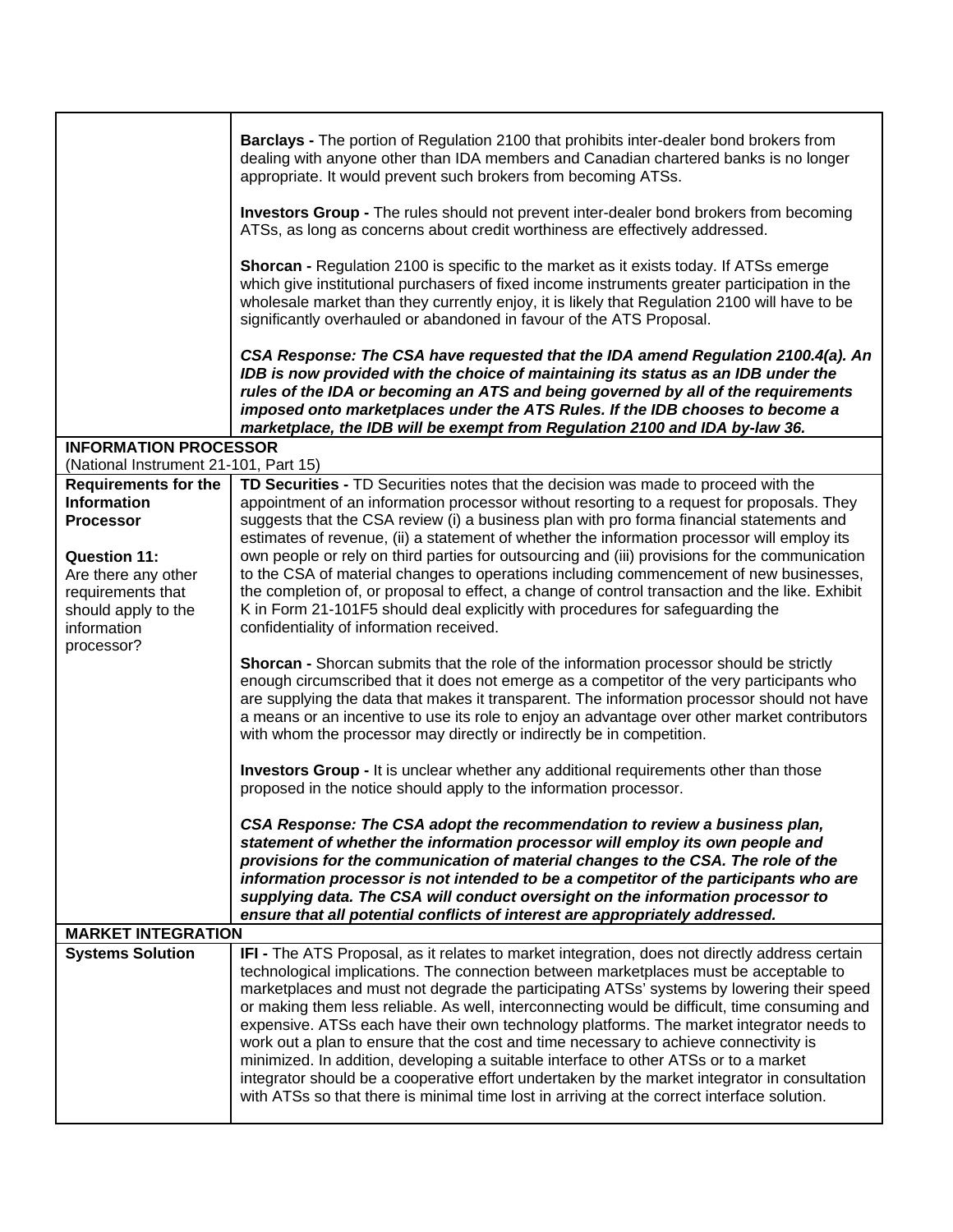| | |
|---|---|
| | **Barclays -** The portion of Regulation 2100 that prohibits inter-dealer bond brokers from dealing with anyone other than IDA members and Canadian chartered banks is no longer appropriate. It would prevent such brokers from becoming ATSs.<br><br>**Investors Group -** The rules should not prevent inter-dealer bond brokers from becoming ATSs, as long as concerns about credit worthiness are effectively addressed.<br><br>**Shorcan -** Regulation 2100 is specific to the market as it exists today. If ATSs emerge which give institutional purchasers of fixed income instruments greater participation in the wholesale market than they currently enjoy, it is likely that Regulation 2100 will have to be significantly overhauled or abandoned in favour of the ATS Proposal.<br><br>***CSA Response: The CSA have requested that the IDA amend Regulation 2100.4(a). An IDB is now provided with the choice of maintaining its status as an IDB under the rules of the IDA or becoming an ATS and being governed by all of the requirements imposed onto marketplaces under the ATS Rules. If the IDB chooses to become a marketplace, the IDB will be exempt from Regulation 2100 and IDA by-law 36.*** |
| **INFORMATION PROCESSOR**<br>(National Instrument 21-101, Part 15) | |
| **Requirements for the Information Processor**<br><br>**Question 11:**<br>Are there any other requirements that should apply to the information processor? | **TD Securities -** TD Securities notes that the decision was made to proceed with the appointment of an information processor without resorting to a request for proposals. They suggests that the CSA review (i) a business plan with pro forma financial statements and estimates of revenue, (ii) a statement of whether the information processor will employ its own people or rely on third parties for outsourcing and (iii) provisions for the communication to the CSA of material changes to operations including commencement of new businesses, the completion of, or proposal to effect, a change of control transaction and the like. Exhibit K in Form 21-101F5 should deal explicitly with procedures for safeguarding the confidentiality of information received.<br><br>**Shorcan -** Shorcan submits that the role of the information processor should be strictly enough circumscribed that it does not emerge as a competitor of the very participants who are supplying the data that makes it transparent. The information processor should not have a means or an incentive to use its role to enjoy an advantage over other market contributors with whom the processor may directly or indirectly be in competition.<br><br>**Investors Group -** It is unclear whether any additional requirements other than those proposed in the notice should apply to the information processor.<br><br>***CSA Response: The CSA adopt the recommendation to review a business plan, statement of whether the information processor will employ its own people and provisions for the communication of material changes to the CSA. The role of the information processor is not intended to be a competitor of the participants who are supplying data. The CSA will conduct oversight on the information processor to ensure that all potential conflicts of interest are appropriately addressed.*** |
| **MARKET INTEGRATION** | |
| **Systems Solution** | **IFI -** The ATS Proposal, as it relates to market integration, does not directly address certain technological implications. The connection between marketplaces must be acceptable to marketplaces and must not degrade the participating ATSs' systems by lowering their speed or making them less reliable. As well, interconnecting would be difficult, time consuming and expensive. ATSs each have their own technology platforms. The market integrator needs to work out a plan to ensure that the cost and time necessary to achieve connectivity is minimized. In addition, developing a suitable interface to other ATSs or to a market integrator should be a cooperative effort undertaken by the market integrator in consultation with ATSs so that there is minimal time lost in arriving at the correct interface solution. |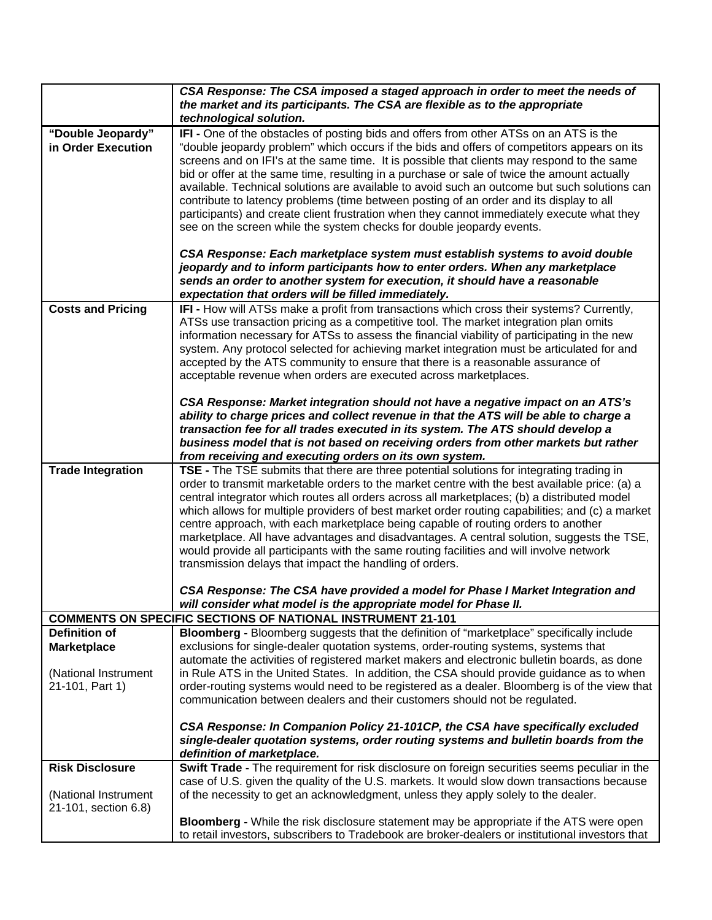| | |
|---|---|
| | ***CSA Response: The CSA imposed a staged approach in order to meet the needs of the market and its participants. The CSA are flexible as to the appropriate technological solution.*** |
| **"Double Jeopardy" in Order Execution** | **IFI -** One of the obstacles of posting bids and offers from other ATSs on an ATS is the "double jeopardy problem" which occurs if the bids and offers of competitors appears on its screens and on IFI's at the same time. It is possible that clients may respond to the same bid or offer at the same time, resulting in a purchase or sale of twice the amount actually available. Technical solutions are available to avoid such an outcome but such solutions can contribute to latency problems (time between posting of an order and its display to all participants) and create client frustration when they cannot immediately execute what they see on the screen while the system checks for double jeopardy events.<br><br>***CSA Response: Each marketplace system must establish systems to avoid double jeopardy and to inform participants how to enter orders. When any marketplace sends an order to another system for execution, it should have a reasonable expectation that orders will be filled immediately.*** |
| **Costs and Pricing** | **IFI -** How will ATSs make a profit from transactions which cross their systems? Currently, ATSs use transaction pricing as a competitive tool. The market integration plan omits information necessary for ATSs to assess the financial viability of participating in the new system. Any protocol selected for achieving market integration must be articulated for and accepted by the ATS community to ensure that there is a reasonable assurance of acceptable revenue when orders are executed across marketplaces.<br><br>***CSA Response: Market integration should not have a negative impact on an ATS's ability to charge prices and collect revenue in that the ATS will be able to charge a transaction fee for all trades executed in its system. The ATS should develop a business model that is not based on receiving orders from other markets but rather from receiving and executing orders on its own system.*** |
| **Trade Integration** | **TSE -** The TSE submits that there are three potential solutions for integrating trading in order to transmit marketable orders to the market centre with the best available price: (a) a central integrator which routes all orders across all marketplaces; (b) a distributed model which allows for multiple providers of best market order routing capabilities; and (c) a market centre approach, with each marketplace being capable of routing orders to another marketplace. All have advantages and disadvantages. A central solution, suggests the TSE, would provide all participants with the same routing facilities and will involve network transmission delays that impact the handling of orders.<br><br>***CSA Response: The CSA have provided a model for Phase I Market Integration and will consider what model is the appropriate model for Phase II.*** |
| **COMMENTS ON SPECIFIC SECTIONS OF NATIONAL INSTRUMENT 21-101** | |
| **Definition of Marketplace**<br><br>(National Instrument 21-101, Part 1) | **Bloomberg -** Bloomberg suggests that the definition of "marketplace" specifically include exclusions for single-dealer quotation systems, order-routing systems, systems that automate the activities of registered market makers and electronic bulletin boards, as done in Rule ATS in the United States. In addition, the CSA should provide guidance as to when order-routing systems would need to be registered as a dealer. Bloomberg is of the view that communication between dealers and their customers should not be regulated.<br><br>***CSA Response: In Companion Policy 21-101CP, the CSA have specifically excluded single-dealer quotation systems, order routing systems and bulletin boards from the definition of marketplace.*** |
| **Risk Disclosure**<br><br>(National Instrument 21-101, section 6.8) | **Swift Trade -** The requirement for risk disclosure on foreign securities seems peculiar in the case of U.S. given the quality of the U.S. markets. It would slow down transactions because of the necessity to get an acknowledgment, unless they apply solely to the dealer.<br><br>**Bloomberg -** While the risk disclosure statement may be appropriate if the ATS were open to retail investors, subscribers to Tradebook are broker-dealers or institutional investors that |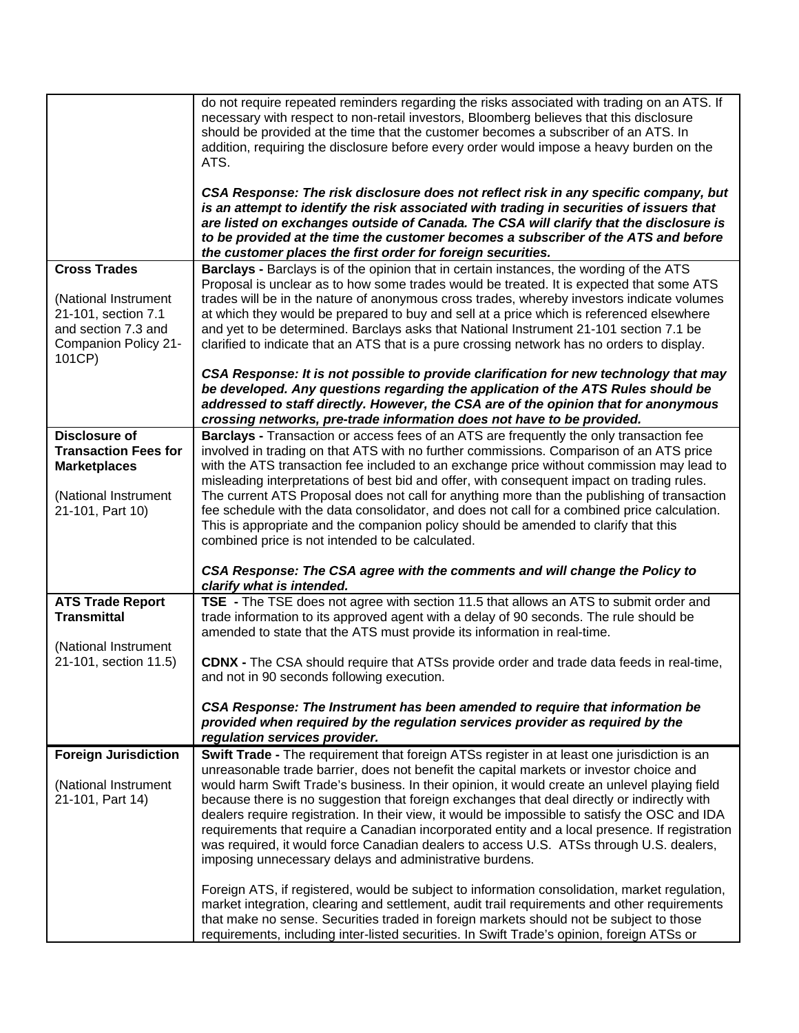| | |
|---|---|
| | do not require repeated reminders regarding the risks associated with trading on an ATS. If necessary with respect to non-retail investors, Bloomberg believes that this disclosure should be provided at the time that the customer becomes a subscriber of an ATS. In addition, requiring the disclosure before every order would impose a heavy burden on the ATS.<br><br>***CSA Response: The risk disclosure does not reflect risk in any specific company, but is an attempt to identify the risk associated with trading in securities of issuers that are listed on exchanges outside of Canada. The CSA will clarify that the disclosure is to be provided at the time the customer becomes a subscriber of the ATS and before the customer places the first order for foreign securities.*** |
| **Cross Trades**<br><br>(National Instrument 21-101, section 7.1 and section 7.3 and Companion Policy 21-101CP) | **Barclays -** Barclays is of the opinion that in certain instances, the wording of the ATS Proposal is unclear as to how some trades would be treated. It is expected that some ATS trades will be in the nature of anonymous cross trades, whereby investors indicate volumes at which they would be prepared to buy and sell at a price which is referenced elsewhere and yet to be determined. Barclays asks that National Instrument 21-101 section 7.1 be clarified to indicate that an ATS that is a pure crossing network has no orders to display.<br><br>***CSA Response: It is not possible to provide clarification for new technology that may be developed. Any questions regarding the application of the ATS Rules should be addressed to staff directly. However, the CSA are of the opinion that for anonymous crossing networks, pre-trade information does not have to be provided.*** |
| **Disclosure of Transaction Fees for Marketplaces**<br><br>(National Instrument 21-101, Part 10) | **Barclays -** Transaction or access fees of an ATS are frequently the only transaction fee involved in trading on that ATS with no further commissions. Comparison of an ATS price with the ATS transaction fee included to an exchange price without commission may lead to misleading interpretations of best bid and offer, with consequent impact on trading rules. The current ATS Proposal does not call for anything more than the publishing of transaction fee schedule with the data consolidator, and does not call for a combined price calculation. This is appropriate and the companion policy should be amended to clarify that this combined price is not intended to be calculated.<br><br>***CSA Response: The CSA agree with the comments and will change the Policy to clarify what is intended.*** |
| **ATS Trade Report Transmittal**<br><br>(National Instrument 21-101, section 11.5) | **TSE -** The TSE does not agree with section 11.5 that allows an ATS to submit order and trade information to its approved agent with a delay of 90 seconds. The rule should be amended to state that the ATS must provide its information in real-time.<br><br>**CDNX -** The CSA should require that ATSs provide order and trade data feeds in real-time, and not in 90 seconds following execution.<br><br>***CSA Response: The Instrument has been amended to require that information be provided when required by the regulation services provider as required by the regulation services provider.*** |
| **Foreign Jurisdiction**<br><br>(National Instrument 21-101, Part 14) | **Swift Trade -** The requirement that foreign ATSs register in at least one jurisdiction is an unreasonable trade barrier, does not benefit the capital markets or investor choice and would harm Swift Trade's business. In their opinion, it would create an unlevel playing field because there is no suggestion that foreign exchanges that deal directly or indirectly with dealers require registration. In their view, it would be impossible to satisfy the OSC and IDA requirements that require a Canadian incorporated entity and a local presence. If registration was required, it would force Canadian dealers to access U.S. ATSs through U.S. dealers, imposing unnecessary delays and administrative burdens.<br><br>Foreign ATS, if registered, would be subject to information consolidation, market regulation, market integration, clearing and settlement, audit trail requirements and other requirements that make no sense. Securities traded in foreign markets should not be subject to those requirements, including inter-listed securities. In Swift Trade's opinion, foreign ATSs or |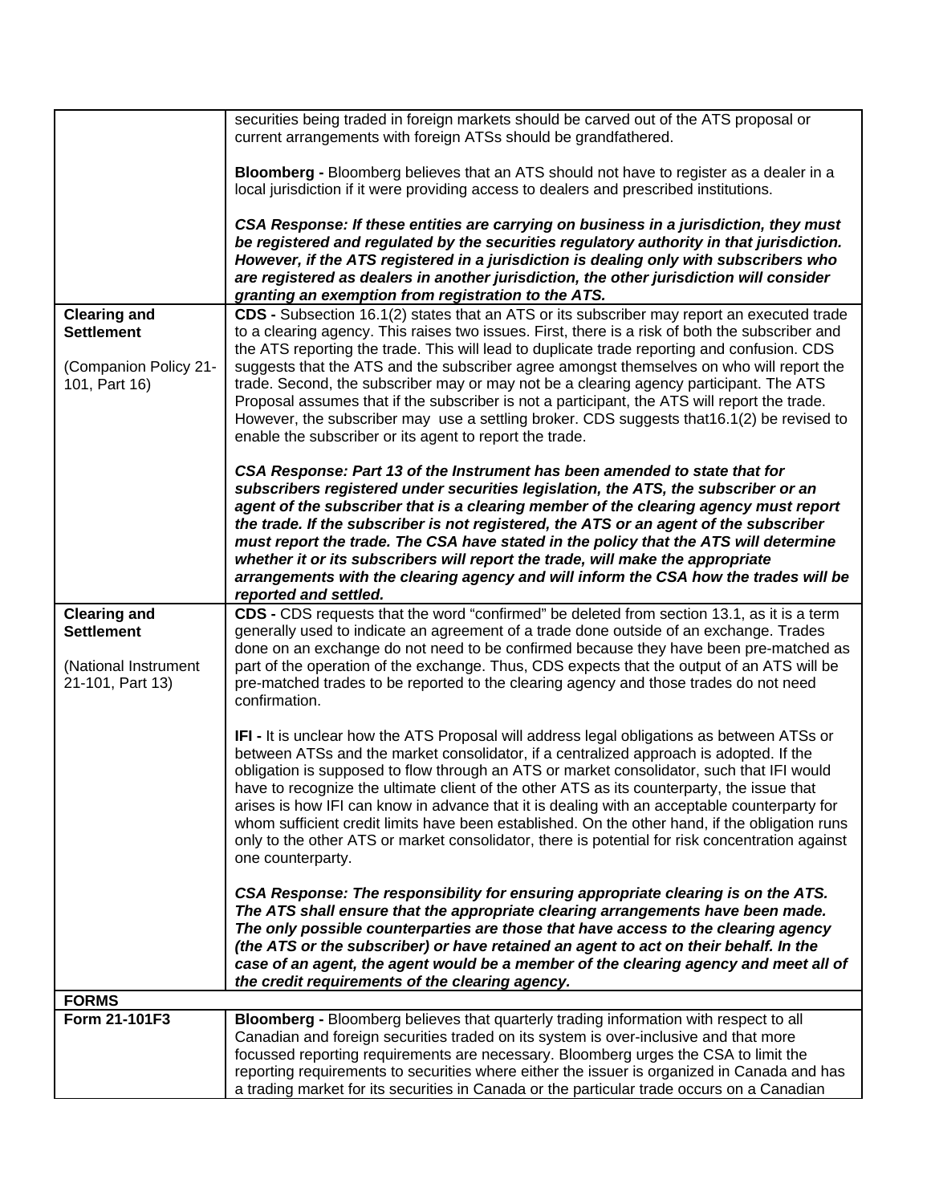| | |
|---|---|
| | securities being traded in foreign markets should be carved out of the ATS proposal or current arrangements with foreign ATSs should be grandfathered.<br><br>**Bloomberg -** Bloomberg believes that an ATS should not have to register as a dealer in a local jurisdiction if it were providing access to dealers and prescribed institutions.<br><br>***CSA Response: If these entities are carrying on business in a jurisdiction, they must be registered and regulated by the securities regulatory authority in that jurisdiction. However, if the ATS registered in a jurisdiction is dealing only with subscribers who are registered as dealers in another jurisdiction, the other jurisdiction will consider granting an exemption from registration to the ATS.*** |
| **Clearing and Settlement**<br><br>(Companion Policy 21-101, Part 16) | **CDS -** Subsection 16.1(2) states that an ATS or its subscriber may report an executed trade to a clearing agency. This raises two issues. First, there is a risk of both the subscriber and the ATS reporting the trade. This will lead to duplicate trade reporting and confusion. CDS suggests that the ATS and the subscriber agree amongst themselves on who will report the trade. Second, the subscriber may or may not be a clearing agency participant. The ATS Proposal assumes that if the subscriber is not a participant, the ATS will report the trade. However, the subscriber may use a settling broker. CDS suggests that16.1(2) be revised to enable the subscriber or its agent to report the trade.<br><br>***CSA Response: Part 13 of the Instrument has been amended to state that for subscribers registered under securities legislation, the ATS, the subscriber or an agent of the subscriber that is a clearing member of the clearing agency must report the trade. If the subscriber is not registered, the ATS or an agent of the subscriber must report the trade. The CSA have stated in the policy that the ATS will determine whether it or its subscribers will report the trade, will make the appropriate arrangements with the clearing agency and will inform the CSA how the trades will be reported and settled.*** |
| **Clearing and Settlement**<br><br>(National Instrument 21-101, Part 13) | **CDS -** CDS requests that the word "confirmed" be deleted from section 13.1, as it is a term generally used to indicate an agreement of a trade done outside of an exchange. Trades done on an exchange do not need to be confirmed because they have been pre-matched as part of the operation of the exchange. Thus, CDS expects that the output of an ATS will be pre-matched trades to be reported to the clearing agency and those trades do not need confirmation.<br><br>**IFI -** It is unclear how the ATS Proposal will address legal obligations as between ATSs or between ATSs and the market consolidator, if a centralized approach is adopted. If the obligation is supposed to flow through an ATS or market consolidator, such that IFI would have to recognize the ultimate client of the other ATS as its counterparty, the issue that arises is how IFI can know in advance that it is dealing with an acceptable counterparty for whom sufficient credit limits have been established. On the other hand, if the obligation runs only to the other ATS or market consolidator, there is potential for risk concentration against one counterparty.<br><br>***CSA Response: The responsibility for ensuring appropriate clearing is on the ATS. The ATS shall ensure that the appropriate clearing arrangements have been made. The only possible counterparties are those that have access to the clearing agency (the ATS or the subscriber) or have retained an agent to act on their behalf. In the case of an agent, the agent would be a member of the clearing agency and meet all of the credit requirements of the clearing agency.*** |
| **FORMS** | |
| **Form 21-101F3** | **Bloomberg -** Bloomberg believes that quarterly trading information with respect to all Canadian and foreign securities traded on its system is over-inclusive and that more focussed reporting requirements are necessary. Bloomberg urges the CSA to limit the reporting requirements to securities where either the issuer is organized in Canada and has a trading market for its securities in Canada or the particular trade occurs on a Canadian |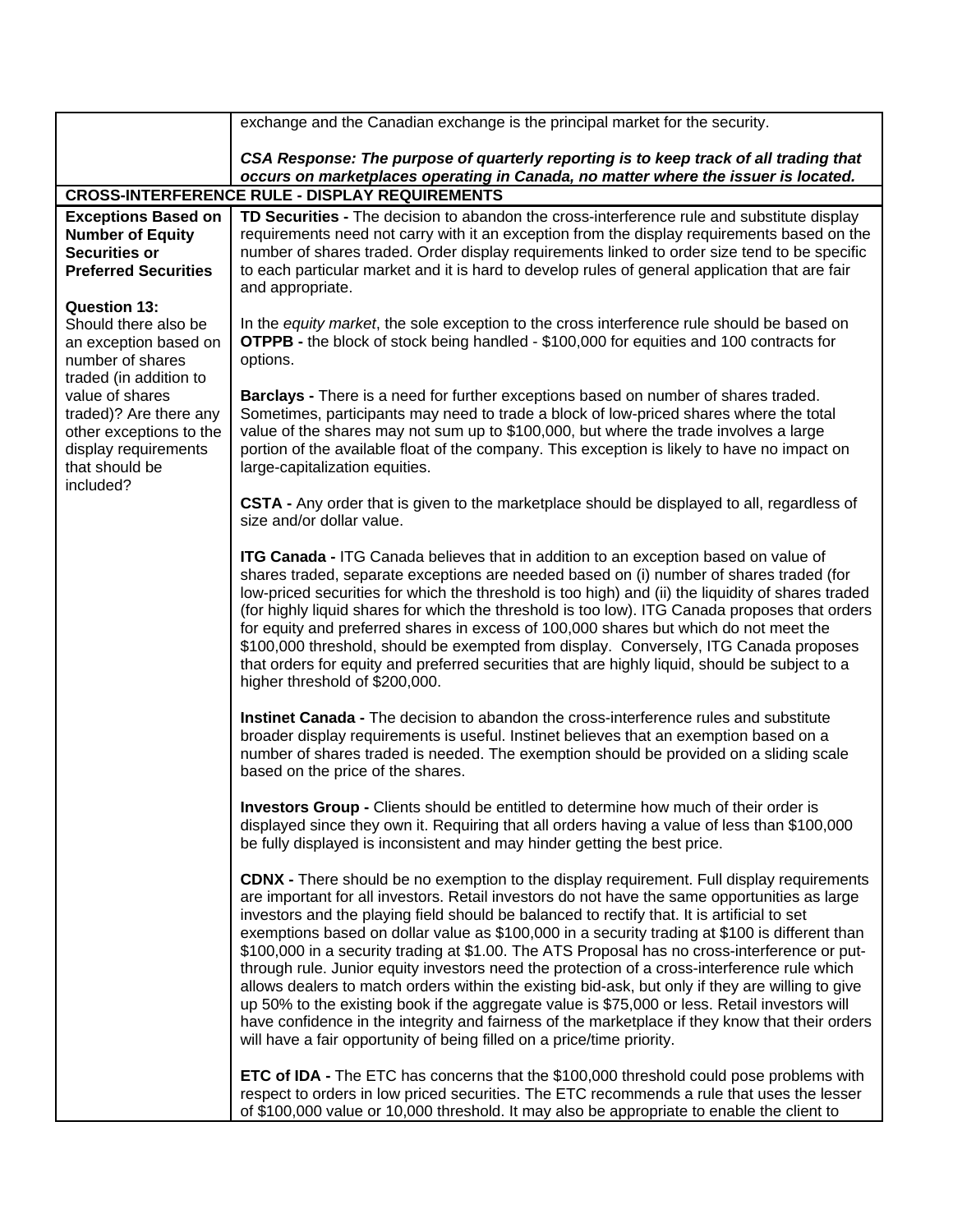| | |
|---|---|
| | exchange and the Canadian exchange is the principal market for the security.<br><br>***CSA Response: The purpose of quarterly reporting is to keep track of all trading that occurs on marketplaces operating in Canada, no matter where the issuer is located.*** |
| **CROSS-INTERFERENCE RULE - DISPLAY REQUIREMENTS** | |
| **Exceptions Based on Number of Equity Securities or Preferred Securities**<br><br>**Question 13:** Should there also be an exception based on number of shares traded (in addition to value of shares traded)? Are there any other exceptions to the display requirements that should be included? | **TD Securities -** The decision to abandon the cross-interference rule and substitute display requirements need not carry with it an exception from the display requirements based on the number of shares traded. Order display requirements linked to order size tend to be specific to each particular market and it is hard to develop rules of general application that are fair and appropriate.<br><br>In the *equity market*, the sole exception to the cross interference rule should be based on **OTPPB -** the block of stock being handled - $100,000 for equities and 100 contracts for options.<br><br>**Barclays -** There is a need for further exceptions based on number of shares traded. Sometimes, participants may need to trade a block of low-priced shares where the total value of the shares may not sum up to $100,000, but where the trade involves a large portion of the available float of the company. This exception is likely to have no impact on large-capitalization equities.<br><br>**CSTA -** Any order that is given to the marketplace should be displayed to all, regardless of size and/or dollar value.<br><br>**ITG Canada -** ITG Canada believes that in addition to an exception based on value of shares traded, separate exceptions are needed based on (i) number of shares traded (for low-priced securities for which the threshold is too high) and (ii) the liquidity of shares traded (for highly liquid shares for which the threshold is too low). ITG Canada proposes that orders for equity and preferred shares in excess of 100,000 shares but which do not meet the $100,000 threshold, should be exempted from display. Conversely, ITG Canada proposes that orders for equity and preferred securities that are highly liquid, should be subject to a higher threshold of $200,000.<br><br>**Instinet Canada -** The decision to abandon the cross-interference rules and substitute broader display requirements is useful. Instinet believes that an exemption based on a number of shares traded is needed. The exemption should be provided on a sliding scale based on the price of the shares.<br><br>**Investors Group -** Clients should be entitled to determine how much of their order is displayed since they own it. Requiring that all orders having a value of less than $100,000 be fully displayed is inconsistent and may hinder getting the best price.<br><br>**CDNX -** There should be no exemption to the display requirement. Full display requirements are important for all investors. Retail investors do not have the same opportunities as large investors and the playing field should be balanced to rectify that. It is artificial to set exemptions based on dollar value as $100,000 in a security trading at $100 is different than $100,000 in a security trading at $1.00. The ATS Proposal has no cross-interference or put-through rule. Junior equity investors need the protection of a cross-interference rule which allows dealers to match orders within the existing bid-ask, but only if they are willing to give up 50% to the existing book if the aggregate value is $75,000 or less. Retail investors will have confidence in the integrity and fairness of the marketplace if they know that their orders will have a fair opportunity of being filled on a price/time priority.<br><br>**ETC of IDA -** The ETC has concerns that the $100,000 threshold could pose problems with respect to orders in low priced securities. The ETC recommends a rule that uses the lesser of $100,000 value or 10,000 threshold. It may also be appropriate to enable the client to |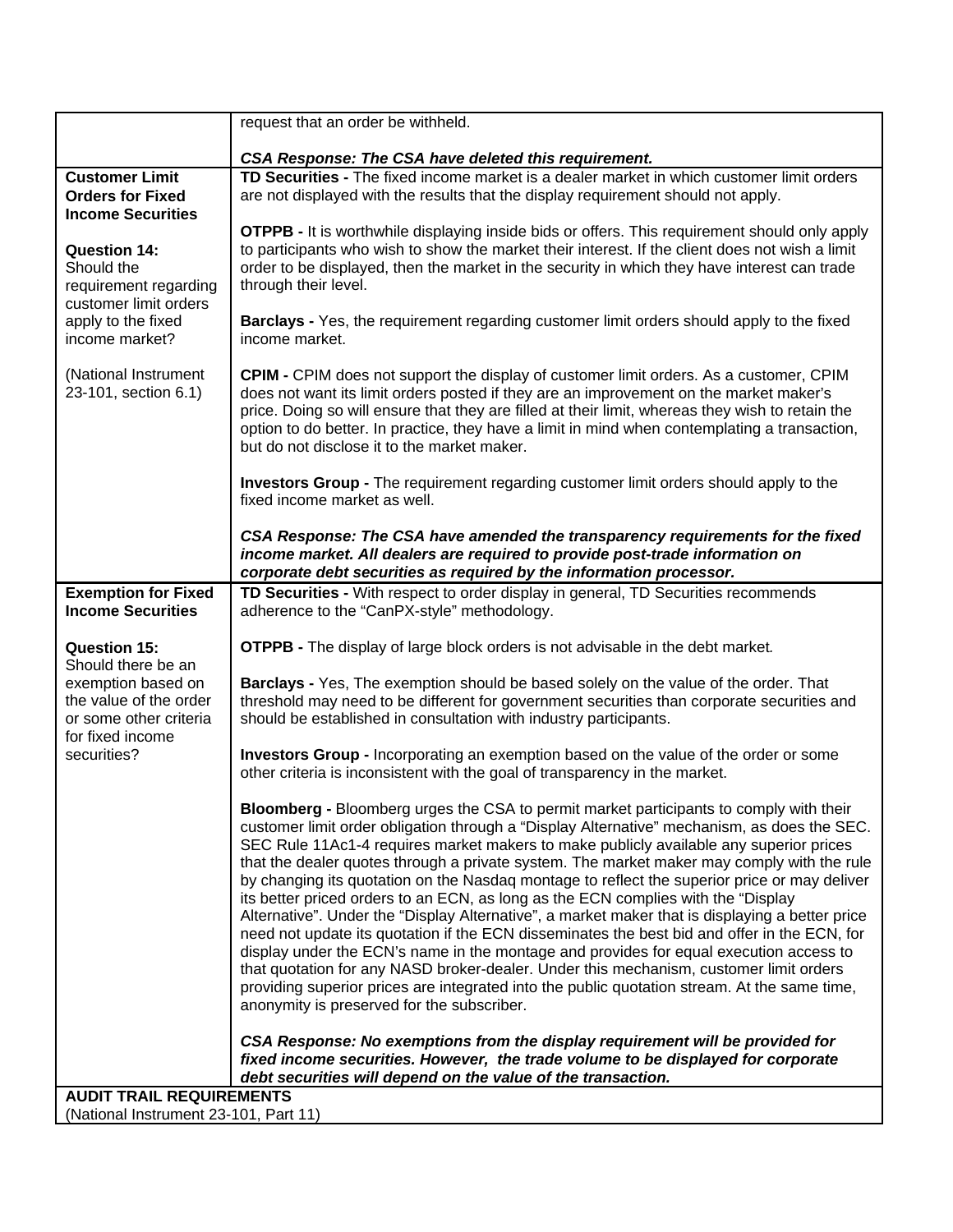| | |
|---|---|
| | request that an order be withheld.<br><br>***CSA Response: The CSA have deleted this requirement.*** |
| **Customer Limit Orders for Fixed Income Securities**<br><br>**Question 14:** Should the requirement regarding customer limit orders apply to the fixed income market?<br><br>(National Instrument 23-101, section 6.1) | **TD Securities -** The fixed income market is a dealer market in which customer limit orders are not displayed with the results that the display requirement should not apply.<br><br>**OTPPB -** It is worthwhile displaying inside bids or offers. This requirement should only apply to participants who wish to show the market their interest. If the client does not wish a limit order to be displayed, then the market in the security in which they have interest can trade through their level.<br><br>**Barclays -** Yes, the requirement regarding customer limit orders should apply to the fixed income market.<br><br>**CPIM -** CPIM does not support the display of customer limit orders. As a customer, CPIM does not want its limit orders posted if they are an improvement on the market maker's price. Doing so will ensure that they are filled at their limit, whereas they wish to retain the option to do better. In practice, they have a limit in mind when contemplating a transaction, but do not disclose it to the market maker.<br><br>**Investors Group -** The requirement regarding customer limit orders should apply to the fixed income market as well.<br><br>***CSA Response: The CSA have amended the transparency requirements for the fixed income market. All dealers are required to provide post-trade information on corporate debt securities as required by the information processor.*** |
| **Exemption for Fixed Income Securities**<br><br>**Question 15:** Should there be an exemption based on the value of the order or some other criteria for fixed income securities? | **TD Securities -** With respect to order display in general, TD Securities recommends adherence to the "CanPX-style" methodology.<br><br>**OTPPB -** The display of large block orders is not advisable in the debt market.<br><br>**Barclays -** Yes, The exemption should be based solely on the value of the order. That threshold may need to be different for government securities than corporate securities and should be established in consultation with industry participants.<br><br>**Investors Group -** Incorporating an exemption based on the value of the order or some other criteria is inconsistent with the goal of transparency in the market.<br><br>**Bloomberg -** Bloomberg urges the CSA to permit market participants to comply with their customer limit order obligation through a "Display Alternative" mechanism, as does the SEC. SEC Rule 11Ac1-4 requires market makers to make publicly available any superior prices that the dealer quotes through a private system. The market maker may comply with the rule by changing its quotation on the Nasdaq montage to reflect the superior price or may deliver its better priced orders to an ECN, as long as the ECN complies with the "Display Alternative". Under the "Display Alternative", a market maker that is displaying a better price need not update its quotation if the ECN disseminates the best bid and offer in the ECN, for display under the ECN's name in the montage and provides for equal execution access to that quotation for any NASD broker-dealer. Under this mechanism, customer limit orders providing superior prices are integrated into the public quotation stream. At the same time, anonymity is preserved for the subscriber.<br><br>***CSA Response: No exemptions from the display requirement will be provided for fixed income securities. However, the trade volume to be displayed for corporate debt securities will depend on the value of the transaction.*** |
| **AUDIT TRAIL REQUIREMENTS**<br>(National Instrument 23-101, Part 11) | |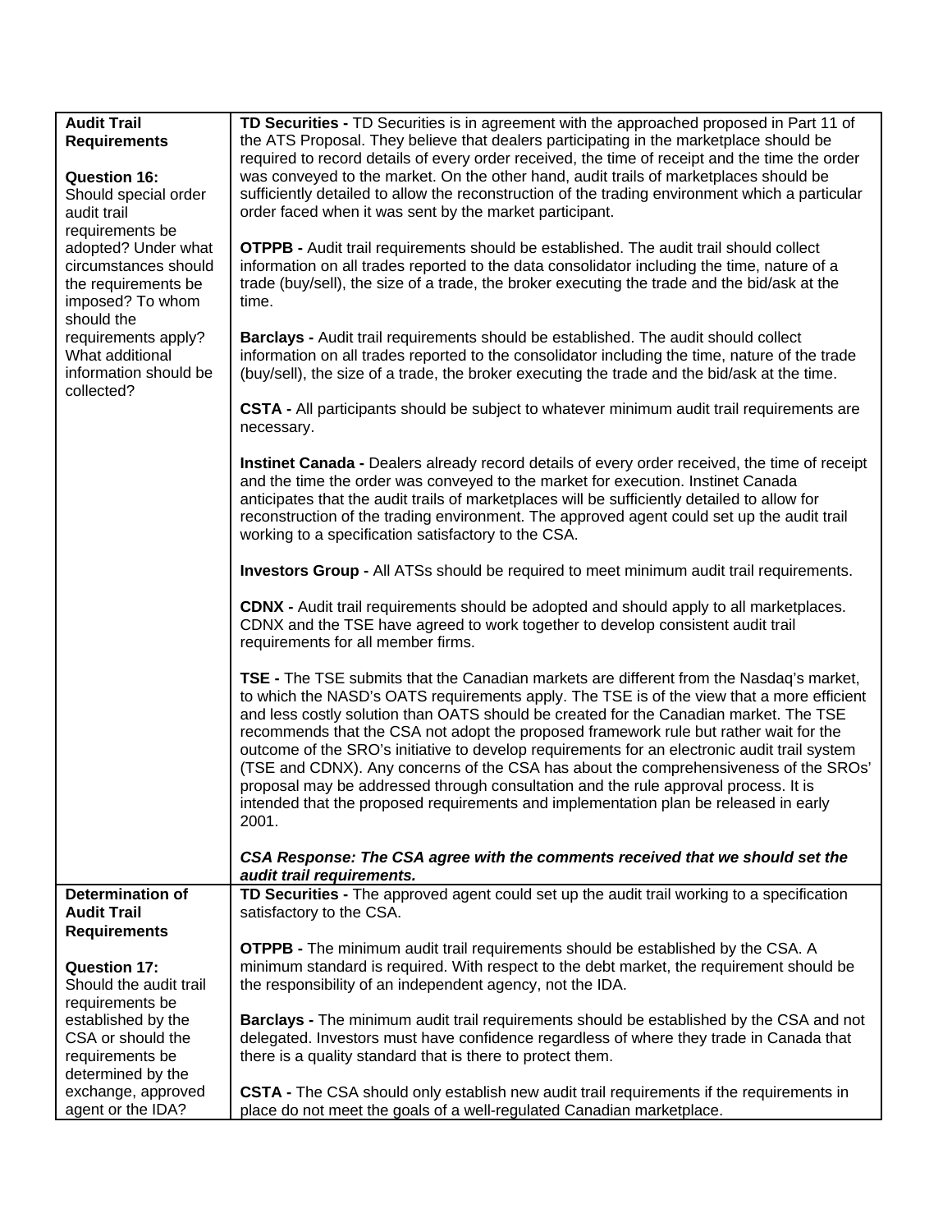| | |
|---|---|
| **Audit Trail Requirements**<br><br>**Question 16:** Should special order audit trail requirements be adopted? Under what circumstances should the requirements be imposed? To whom should the requirements apply? What additional information should be collected? | **TD Securities -** TD Securities is in agreement with the approached proposed in Part 11 of the ATS Proposal. They believe that dealers participating in the marketplace should be required to record details of every order received, the time of receipt and the time the order was conveyed to the market. On the other hand, audit trails of marketplaces should be sufficiently detailed to allow the reconstruction of the trading environment which a particular order faced when it was sent by the market participant.<br><br>**OTPPB -** Audit trail requirements should be established. The audit trail should collect information on all trades reported to the data consolidator including the time, nature of a trade (buy/sell), the size of a trade, the broker executing the trade and the bid/ask at the time.<br><br>**Barclays -** Audit trail requirements should be established. The audit should collect information on all trades reported to the consolidator including the time, nature of the trade (buy/sell), the size of a trade, the broker executing the trade and the bid/ask at the time.<br><br>**CSTA -** All participants should be subject to whatever minimum audit trail requirements are necessary.<br><br>**Instinet Canada -** Dealers already record details of every order received, the time of receipt and the time the order was conveyed to the market for execution. Instinet Canada anticipates that the audit trails of marketplaces will be sufficiently detailed to allow for reconstruction of the trading environment. The approved agent could set up the audit trail working to a specification satisfactory to the CSA.<br><br>**Investors Group -** All ATSs should be required to meet minimum audit trail requirements.<br><br>**CDNX -** Audit trail requirements should be adopted and should apply to all marketplaces. CDNX and the TSE have agreed to work together to develop consistent audit trail requirements for all member firms.<br><br>**TSE -** The TSE submits that the Canadian markets are different from the Nasdaq's market, to which the NASD's OATS requirements apply. The TSE is of the view that a more efficient and less costly solution than OATS should be created for the Canadian market. The TSE recommends that the CSA not adopt the proposed framework rule but rather wait for the outcome of the SRO's initiative to develop requirements for an electronic audit trail system (TSE and CDNX). Any concerns of the CSA has about the comprehensiveness of the SROs' proposal may be addressed through consultation and the rule approval process. It is intended that the proposed requirements and implementation plan be released in early 2001.<br><br>***CSA Response: The CSA agree with the comments received that we should set the audit trail requirements.*** |
| **Determination of Audit Trail Requirements**<br><br>**Question 17:** Should the audit trail requirements be established by the CSA or should the requirements be determined by the exchange, approved agent or the IDA? | **TD Securities -** The approved agent could set up the audit trail working to a specification satisfactory to the CSA.<br><br>**OTPPB -** The minimum audit trail requirements should be established by the CSA. A minimum standard is required. With respect to the debt market, the requirement should be the responsibility of an independent agency, not the IDA.<br><br>**Barclays -** The minimum audit trail requirements should be established by the CSA and not delegated. Investors must have confidence regardless of where they trade in Canada that there is a quality standard that is there to protect them.<br><br>**CSTA -** The CSA should only establish new audit trail requirements if the requirements in place do not meet the goals of a well-regulated Canadian marketplace. |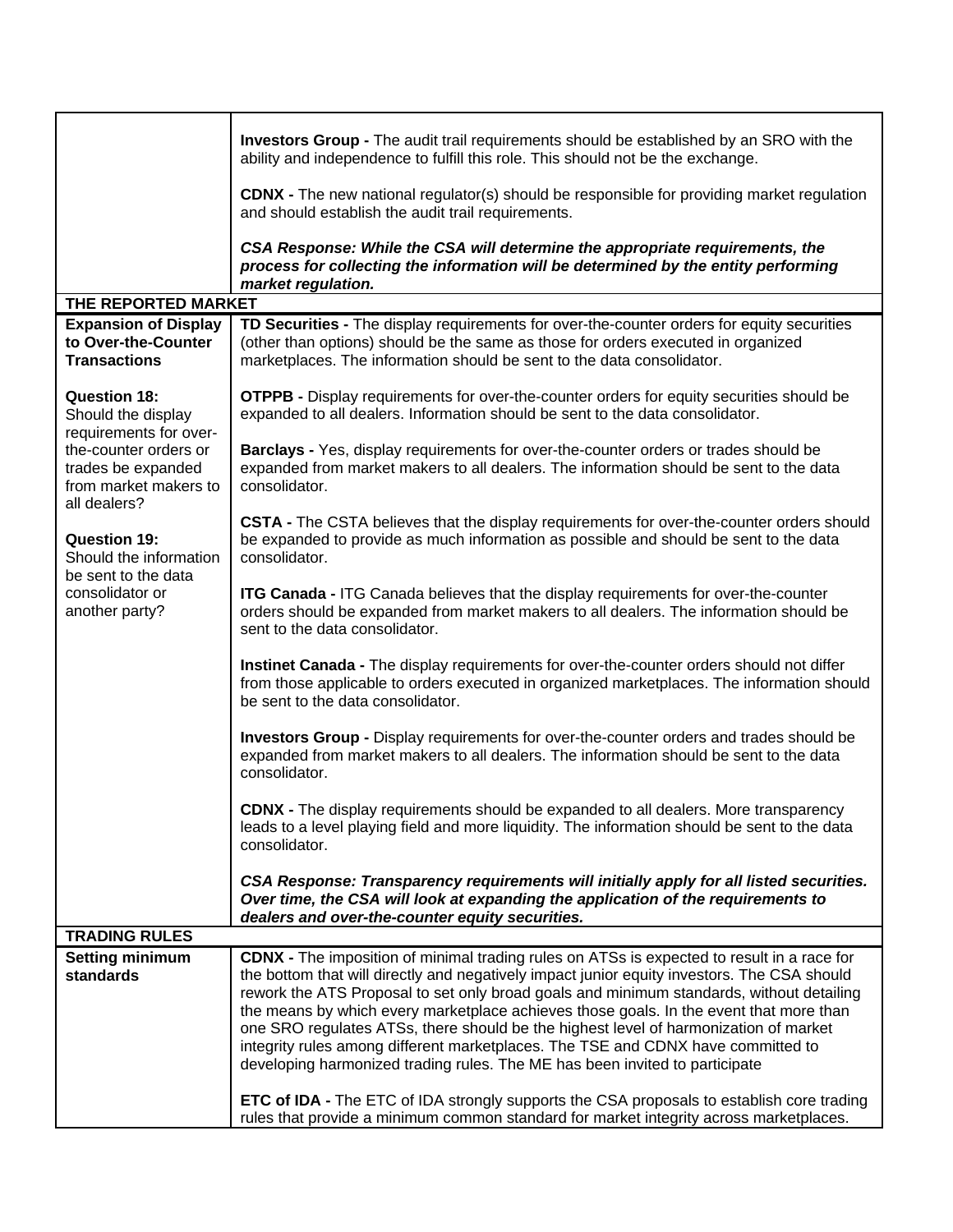| | |
|---|---|
| | **Investors Group -** The audit trail requirements should be established by an SRO with the ability and independence to fulfill this role. This should not be the exchange.<br><br>**CDNX -** The new national regulator(s) should be responsible for providing market regulation and should establish the audit trail requirements.<br><br>***CSA Response: While the CSA will determine the appropriate requirements, the process for collecting the information will be determined by the entity performing market regulation.*** |
| **THE REPORTED MARKET** | |
| **Expansion of Display to Over-the-Counter Transactions**<br><br>**Question 18:** Should the display requirements for over-the-counter orders or trades be expanded from market makers to all dealers?<br><br>**Question 19:** Should the information be sent to the data consolidator or another party? | **TD Securities -** The display requirements for over-the-counter orders for equity securities (other than options) should be the same as those for orders executed in organized marketplaces. The information should be sent to the data consolidator.<br><br>**OTPPB -** Display requirements for over-the-counter orders for equity securities should be expanded to all dealers. Information should be sent to the data consolidator.<br><br>**Barclays -** Yes, display requirements for over-the-counter orders or trades should be expanded from market makers to all dealers. The information should be sent to the data consolidator.<br><br>**CSTA -** The CSTA believes that the display requirements for over-the-counter orders should be expanded to provide as much information as possible and should be sent to the data consolidator.<br><br>**ITG Canada -** ITG Canada believes that the display requirements for over-the-counter orders should be expanded from market makers to all dealers. The information should be sent to the data consolidator.<br><br>**Instinet Canada -** The display requirements for over-the-counter orders should not differ from those applicable to orders executed in organized marketplaces. The information should be sent to the data consolidator.<br><br>**Investors Group -** Display requirements for over-the-counter orders and trades should be expanded from market makers to all dealers. The information should be sent to the data consolidator.<br><br>**CDNX -** The display requirements should be expanded to all dealers. More transparency leads to a level playing field and more liquidity. The information should be sent to the data consolidator.<br><br>***CSA Response: Transparency requirements will initially apply for all listed securities. Over time, the CSA will look at expanding the application of the requirements to dealers and over-the-counter equity securities.*** |
| **TRADING RULES** | |
| **Setting minimum standards** | **CDNX -** The imposition of minimal trading rules on ATSs is expected to result in a race for the bottom that will directly and negatively impact junior equity investors. The CSA should rework the ATS Proposal to set only broad goals and minimum standards, without detailing the means by which every marketplace achieves those goals. In the event that more than one SRO regulates ATSs, there should be the highest level of harmonization of market integrity rules among different marketplaces. The TSE and CDNX have committed to developing harmonized trading rules. The ME has been invited to participate<br><br>**ETC of IDA -** The ETC of IDA strongly supports the CSA proposals to establish core trading rules that provide a minimum common standard for market integrity across marketplaces. |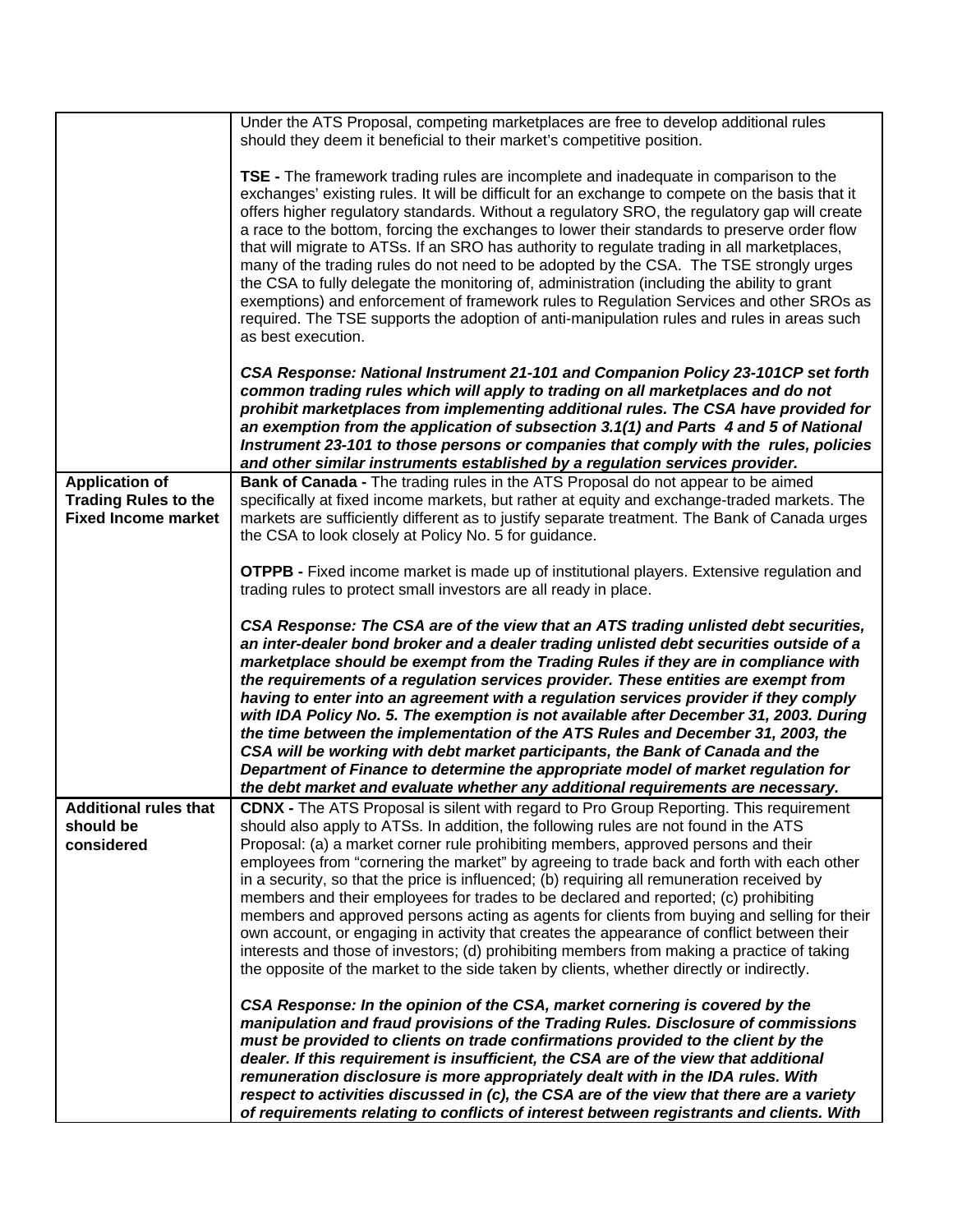| | |
|---|---|
| | Under the ATS Proposal, competing marketplaces are free to develop additional rules should they deem it beneficial to their market's competitive position.<br><br>**TSE -** The framework trading rules are incomplete and inadequate in comparison to the exchanges' existing rules. It will be difficult for an exchange to compete on the basis that it offers higher regulatory standards. Without a regulatory SRO, the regulatory gap will create a race to the bottom, forcing the exchanges to lower their standards to preserve order flow that will migrate to ATSs. If an SRO has authority to regulate trading in all marketplaces, many of the trading rules do not need to be adopted by the CSA. The TSE strongly urges the CSA to fully delegate the monitoring of, administration (including the ability to grant exemptions) and enforcement of framework rules to Regulation Services and other SROs as required. The TSE supports the adoption of anti-manipulation rules and rules in areas such as best execution.<br><br>***CSA Response: National Instrument 21-101 and Companion Policy 23-101CP set forth common trading rules which will apply to trading on all marketplaces and do not prohibit marketplaces from implementing additional rules. The CSA have provided for an exemption from the application of subsection 3.1(1) and Parts 4 and 5 of National Instrument 23-101 to those persons or companies that comply with the rules, policies and other similar instruments established by a regulation services provider.*** |
| **Application of Trading Rules to the Fixed Income market** | **Bank of Canada -** The trading rules in the ATS Proposal do not appear to be aimed specifically at fixed income markets, but rather at equity and exchange-traded markets. The markets are sufficiently different as to justify separate treatment. The Bank of Canada urges the CSA to look closely at Policy No. 5 for guidance.<br><br>**OTPPB -** Fixed income market is made up of institutional players. Extensive regulation and trading rules to protect small investors are all ready in place.<br><br>***CSA Response: The CSA are of the view that an ATS trading unlisted debt securities, an inter-dealer bond broker and a dealer trading unlisted debt securities outside of a marketplace should be exempt from the Trading Rules if they are in compliance with the requirements of a regulation services provider. These entities are exempt from having to enter into an agreement with a regulation services provider if they comply with IDA Policy No. 5. The exemption is not available after December 31, 2003. During the time between the implementation of the ATS Rules and December 31, 2003, the CSA will be working with debt market participants, the Bank of Canada and the Department of Finance to determine the appropriate model of market regulation for the debt market and evaluate whether any additional requirements are necessary.*** |
| **Additional rules that should be considered** | **CDNX -** The ATS Proposal is silent with regard to Pro Group Reporting. This requirement should also apply to ATSs. In addition, the following rules are not found in the ATS Proposal: (a) a market corner rule prohibiting members, approved persons and their employees from "cornering the market" by agreeing to trade back and forth with each other in a security, so that the price is influenced; (b) requiring all remuneration received by members and their employees for trades to be declared and reported; (c) prohibiting members and approved persons acting as agents for clients from buying and selling for their own account, or engaging in activity that creates the appearance of conflict between their interests and those of investors; (d) prohibiting members from making a practice of taking the opposite of the market to the side taken by clients, whether directly or indirectly.<br><br>***CSA Response: In the opinion of the CSA, market cornering is covered by the manipulation and fraud provisions of the Trading Rules. Disclosure of commissions must be provided to clients on trade confirmations provided to the client by the dealer. If this requirement is insufficient, the CSA are of the view that additional remuneration disclosure is more appropriately dealt with in the IDA rules. With respect to activities discussed in (c), the CSA are of the view that there are a variety of requirements relating to conflicts of interest between registrants and clients. With*** |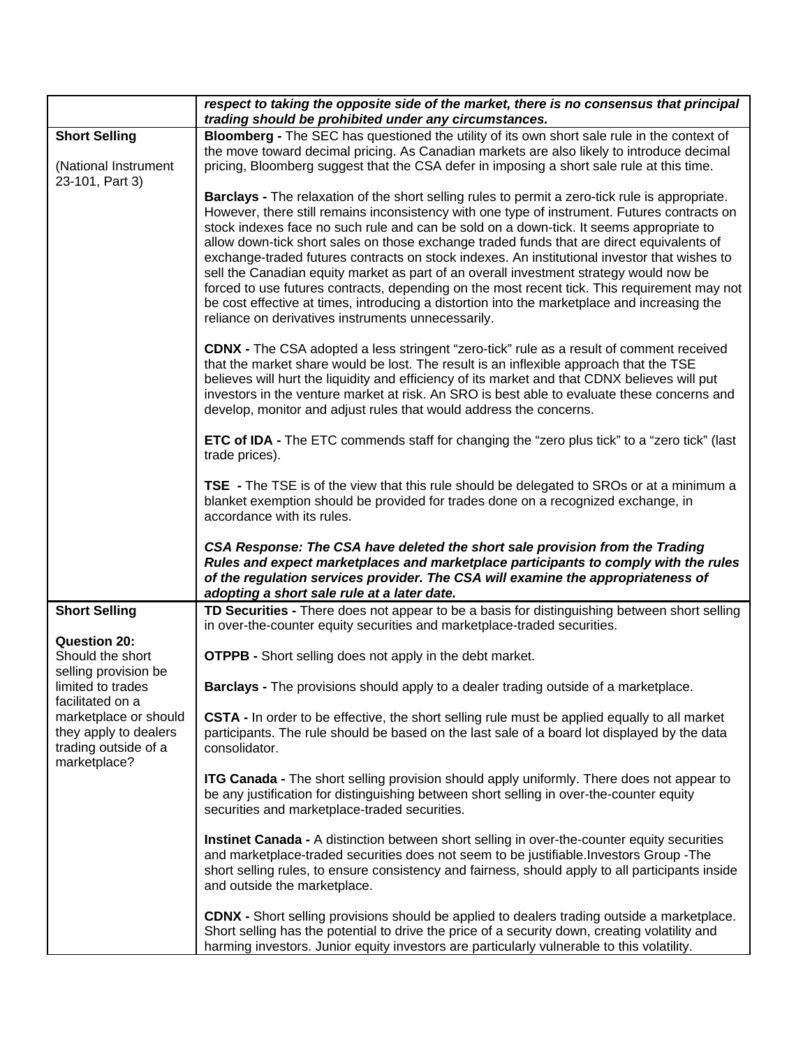| | |
|---|---|
| | ***respect to taking the opposite side of the market, there is no consensus that principal trading should be prohibited under any circumstances.*** |
| **Short Selling**<br><br>(National Instrument 23-101, Part 3) | **Bloomberg -** The SEC has questioned the utility of its own short sale rule in the context of the move toward decimal pricing. As Canadian markets are also likely to introduce decimal pricing, Bloomberg suggest that the CSA defer in imposing a short sale rule at this time.<br><br>**Barclays -** The relaxation of the short selling rules to permit a zero-tick rule is appropriate. However, there still remains inconsistency with one type of instrument. Futures contracts on stock indexes face no such rule and can be sold on a down-tick. It seems appropriate to allow down-tick short sales on those exchange traded funds that are direct equivalents of exchange-traded futures contracts on stock indexes. An institutional investor that wishes to sell the Canadian equity market as part of an overall investment strategy would now be forced to use futures contracts, depending on the most recent tick. This requirement may not be cost effective at times, introducing a distortion into the marketplace and increasing the reliance on derivatives instruments unnecessarily.<br><br>**CDNX -** The CSA adopted a less stringent "zero-tick" rule as a result of comment received that the market share would be lost. The result is an inflexible approach that the TSE believes will hurt the liquidity and efficiency of its market and that CDNX believes will put investors in the venture market at risk. An SRO is best able to evaluate these concerns and develop, monitor and adjust rules that would address the concerns.<br><br>**ETC of IDA -** The ETC commends staff for changing the "zero plus tick" to a "zero tick" (last trade prices).<br><br>**TSE -** The TSE is of the view that this rule should be delegated to SROs or at a minimum a blanket exemption should be provided for trades done on a recognized exchange, in accordance with its rules.<br><br>***CSA Response: The CSA have deleted the short sale provision from the Trading Rules and expect marketplaces and marketplace participants to comply with the rules of the regulation services provider. The CSA will examine the appropriateness of adopting a short sale rule at a later date.*** |
| **Short Selling**<br><br>**Question 20:** Should the short selling provision be limited to trades facilitated on a marketplace or should they apply to dealers trading outside of a marketplace? | **TD Securities -** There does not appear to be a basis for distinguishing between short selling in over-the-counter equity securities and marketplace-traded securities.<br><br>**OTPPB -** Short selling does not apply in the debt market.<br><br>**Barclays -** The provisions should apply to a dealer trading outside of a marketplace.<br><br>**CSTA -** In order to be effective, the short selling rule must be applied equally to all market participants. The rule should be based on the last sale of a board lot displayed by the data consolidator.<br><br>**ITG Canada -** The short selling provision should apply uniformly. There does not appear to be any justification for distinguishing between short selling in over-the-counter equity securities and marketplace-traded securities.<br><br>**Instinet Canada -** A distinction between short selling in over-the-counter equity securities and marketplace-traded securities does not seem to be justifiable.Investors Group -The short selling rules, to ensure consistency and fairness, should apply to all participants inside and outside the marketplace.<br><br>**CDNX -** Short selling provisions should be applied to dealers trading outside a marketplace. Short selling has the potential to drive the price of a security down, creating volatility and harming investors. Junior equity investors are particularly vulnerable to this volatility. |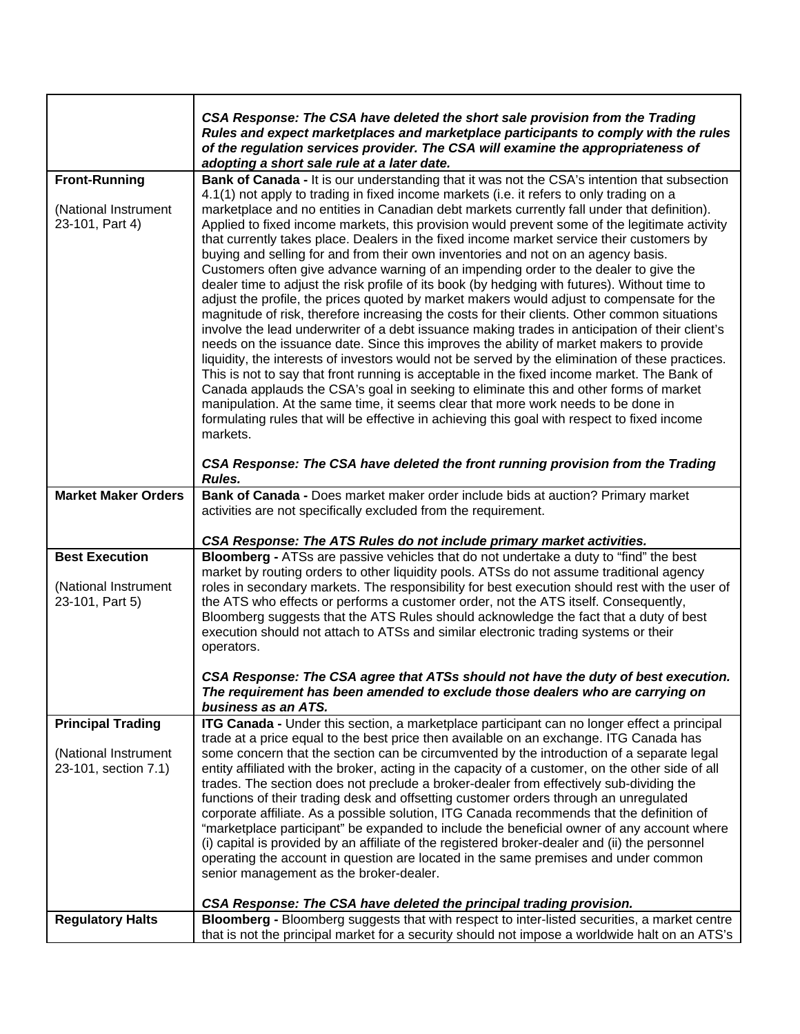| | |
|---|---|
| | ***CSA Response: The CSA have deleted the short sale provision from the Trading Rules and expect marketplaces and marketplace participants to comply with the rules of the regulation services provider. The CSA will examine the appropriateness of adopting a short sale rule at a later date.*** |
| **Front-Running**<br><br>(National Instrument 23-101, Part 4) | **Bank of Canada -** It is our understanding that it was not the CSA's intention that subsection 4.1(1) not apply to trading in fixed income markets (i.e. it refers to only trading on a marketplace and no entities in Canadian debt markets currently fall under that definition). Applied to fixed income markets, this provision would prevent some of the legitimate activity that currently takes place. Dealers in the fixed income market service their customers by buying and selling for and from their own inventories and not on an agency basis. Customers often give advance warning of an impending order to the dealer to give the dealer time to adjust the risk profile of its book (by hedging with futures). Without time to adjust the profile, the prices quoted by market makers would adjust to compensate for the magnitude of risk, therefore increasing the costs for their clients. Other common situations involve the lead underwriter of a debt issuance making trades in anticipation of their client's needs on the issuance date. Since this improves the ability of market makers to provide liquidity, the interests of investors would not be served by the elimination of these practices. This is not to say that front running is acceptable in the fixed income market. The Bank of Canada applauds the CSA's goal in seeking to eliminate this and other forms of market manipulation. At the same time, it seems clear that more work needs to be done in formulating rules that will be effective in achieving this goal with respect to fixed income markets.<br><br>***CSA Response: The CSA have deleted the front running provision from the Trading Rules.*** |
| **Market Maker Orders** | **Bank of Canada -** Does market maker order include bids at auction? Primary market activities are not specifically excluded from the requirement.<br><br>***CSA Response: The ATS Rules do not include primary market activities.*** |
| **Best Execution**<br><br>(National Instrument 23-101, Part 5) | **Bloomberg -** ATSs are passive vehicles that do not undertake a duty to "find" the best market by routing orders to other liquidity pools. ATSs do not assume traditional agency roles in secondary markets. The responsibility for best execution should rest with the user of the ATS who effects or performs a customer order, not the ATS itself. Consequently, Bloomberg suggests that the ATS Rules should acknowledge the fact that a duty of best execution should not attach to ATSs and similar electronic trading systems or their operators.<br><br>***CSA Response: The CSA agree that ATSs should not have the duty of best execution. The requirement has been amended to exclude those dealers who are carrying on business as an ATS.*** |
| **Principal Trading**<br><br>(National Instrument 23-101, section 7.1) | **ITG Canada -** Under this section, a marketplace participant can no longer effect a principal trade at a price equal to the best price then available on an exchange. ITG Canada has some concern that the section can be circumvented by the introduction of a separate legal entity affiliated with the broker, acting in the capacity of a customer, on the other side of all trades. The section does not preclude a broker-dealer from effectively sub-dividing the functions of their trading desk and offsetting customer orders through an unregulated corporate affiliate. As a possible solution, ITG Canada recommends that the definition of "marketplace participant" be expanded to include the beneficial owner of any account where (i) capital is provided by an affiliate of the registered broker-dealer and (ii) the personnel operating the account in question are located in the same premises and under common senior management as the broker-dealer.<br><br>***CSA Response: The CSA have deleted the principal trading provision.*** |
| **Regulatory Halts** | **Bloomberg -** Bloomberg suggests that with respect to inter-listed securities, a market centre that is not the principal market for a security should not impose a worldwide halt on an ATS's |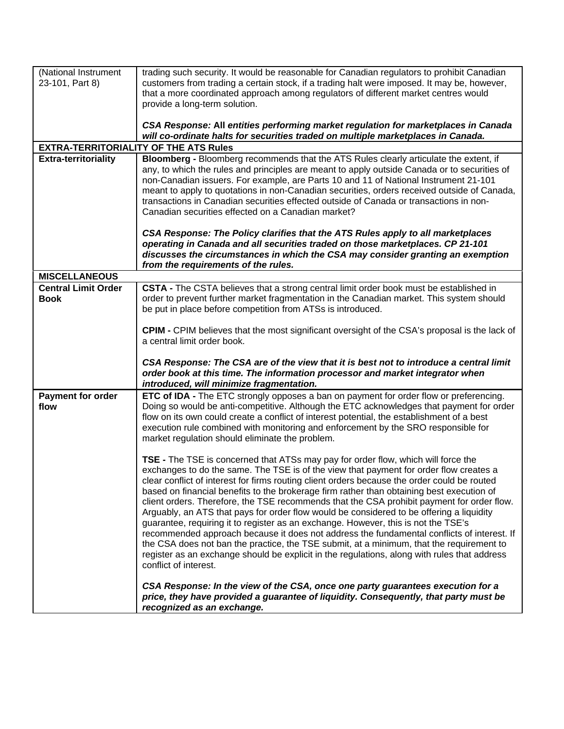| | |
|---|---|
| (National Instrument 23-101, Part 8) | trading such security. It would be reasonable for Canadian regulators to prohibit Canadian customers from trading a certain stock, if a trading halt were imposed. It may be, however, that a more coordinated approach among regulators of different market centres would provide a long-term solution.<br><br>***CSA Response:* All *entities performing market regulation for marketplaces in Canada will co-ordinate halts for securities traded on multiple marketplaces in Canada.*** |
| **EXTRA-TERRITORIALITY OF THE ATS Rules** | |
| **Extra-territoriality** | **Bloomberg -** Bloomberg recommends that the ATS Rules clearly articulate the extent, if any, to which the rules and principles are meant to apply outside Canada or to securities of non-Canadian issuers. For example, are Parts 10 and 11 of National Instrument 21-101 meant to apply to quotations in non-Canadian securities, orders received outside of Canada, transactions in Canadian securities effected outside of Canada or transactions in non-Canadian securities effected on a Canadian market?<br><br>***CSA Response: The Policy clarifies that the ATS Rules apply to all marketplaces operating in Canada and all securities traded on those marketplaces. CP 21-101 discusses the circumstances in which the CSA may consider granting an exemption from the requirements of the rules.*** |
| **MISCELLANEOUS** | |
| **Central Limit Order Book** | **CSTA -** The CSTA believes that a strong central limit order book must be established in order to prevent further market fragmentation in the Canadian market. This system should be put in place before competition from ATSs is introduced.<br><br>**CPIM -** CPIM believes that the most significant oversight of the CSA's proposal is the lack of a central limit order book.<br><br>***CSA Response: The CSA are of the view that it is best not to introduce a central limit order book at this time. The information processor and market integrator when introduced, will minimize fragmentation.*** |
| **Payment for order flow** | **ETC of IDA -** The ETC strongly opposes a ban on payment for order flow or preferencing. Doing so would be anti-competitive. Although the ETC acknowledges that payment for order flow on its own could create a conflict of interest potential, the establishment of a best execution rule combined with monitoring and enforcement by the SRO responsible for market regulation should eliminate the problem.<br><br>**TSE -** The TSE is concerned that ATSs may pay for order flow, which will force the exchanges to do the same. The TSE is of the view that payment for order flow creates a clear conflict of interest for firms routing client orders because the order could be routed based on financial benefits to the brokerage firm rather than obtaining best execution of client orders. Therefore, the TSE recommends that the CSA prohibit payment for order flow. Arguably, an ATS that pays for order flow would be considered to be offering a liquidity guarantee, requiring it to register as an exchange. However, this is not the TSE's recommended approach because it does not address the fundamental conflicts of interest. If the CSA does not ban the practice, the TSE submit, at a minimum, that the requirement to register as an exchange should be explicit in the regulations, along with rules that address conflict of interest.<br><br>***CSA Response: In the view of the CSA, once one party guarantees execution for a price, they have provided a guarantee of liquidity. Consequently, that party must be recognized as an exchange.*** |